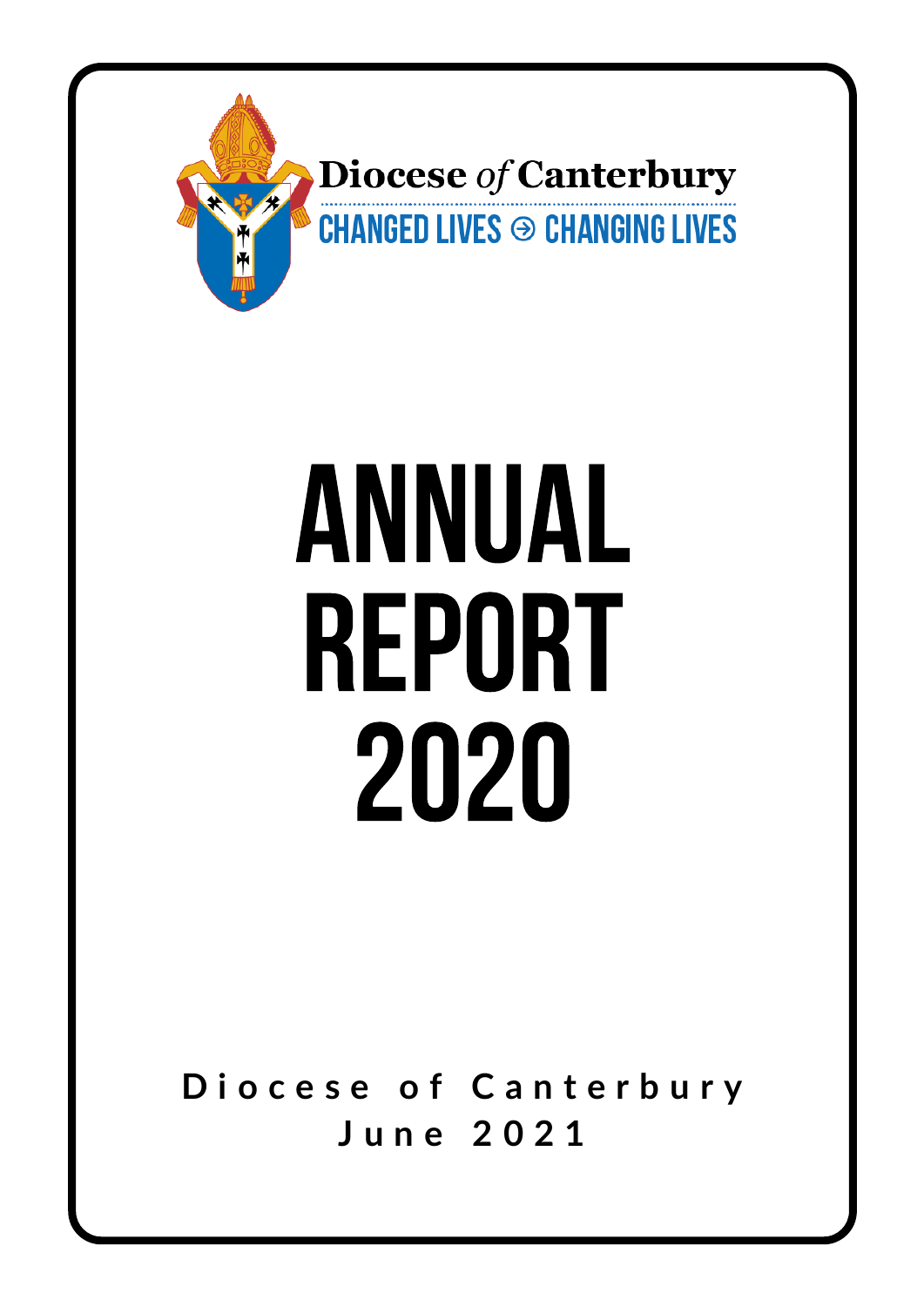Diocese *of* Canterbury

CHANGED LIVES ⊖ CHANGING LIVES

# ANNUAL REPORT 2020

**Diocese of Canterbury**

**June 2021**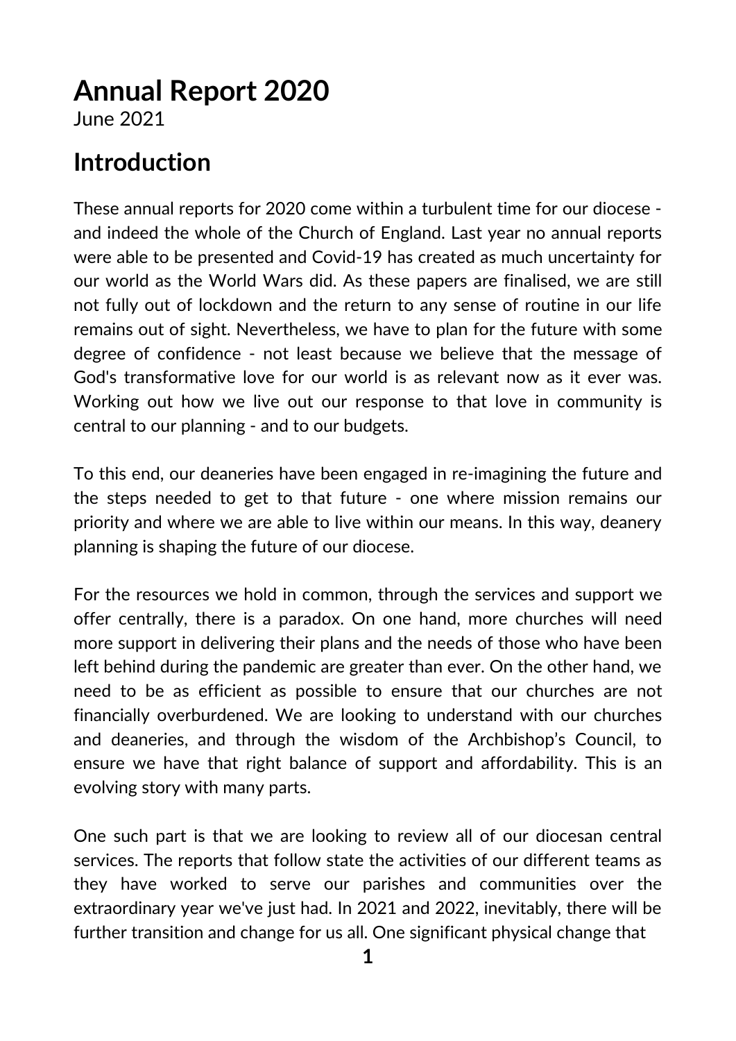# Annual Report 2020

June 2021

## Introduction

These annual reports for 2020 come within a turbulent time for our diocese - and indeed the whole of the Church of England. Last year no annual reports were able to be presented and Covid-19 has created as much uncertainty for our world as the World Wars did. As these papers are finalised, we are still not fully out of lockdown and the return to any sense of routine in our life remains out of sight. Nevertheless, we have to plan for the future with some degree of confidence - not least because we believe that the message of God's transformative love for our world is as relevant now as it ever was. Working out how we live out our response to that love in community is central to our planning - and to our budgets.

To this end, our deaneries have been engaged in re-imagining the future and the steps needed to get to that future - one where mission remains our priority and where we are able to live within our means. In this way, deanery planning is shaping the future of our diocese.

For the resources we hold in common, through the services and support we offer centrally, there is a paradox. On one hand, more churches will need more support in delivering their plans and the needs of those who have been left behind during the pandemic are greater than ever. On the other hand, we need to be as efficient as possible to ensure that our churches are not financially overburdened. We are looking to understand with our churches and deaneries, and through the wisdom of the Archbishop's Council, to ensure we have that right balance of support and affordability. This is an evolving story with many parts.

One such part is that we are looking to review all of our diocesan central services. The reports that follow state the activities of our different teams as they have worked to serve our parishes and communities over the extraordinary year we've just had. In 2021 and 2022, inevitably, there will be further transition and change for us all. One significant physical change that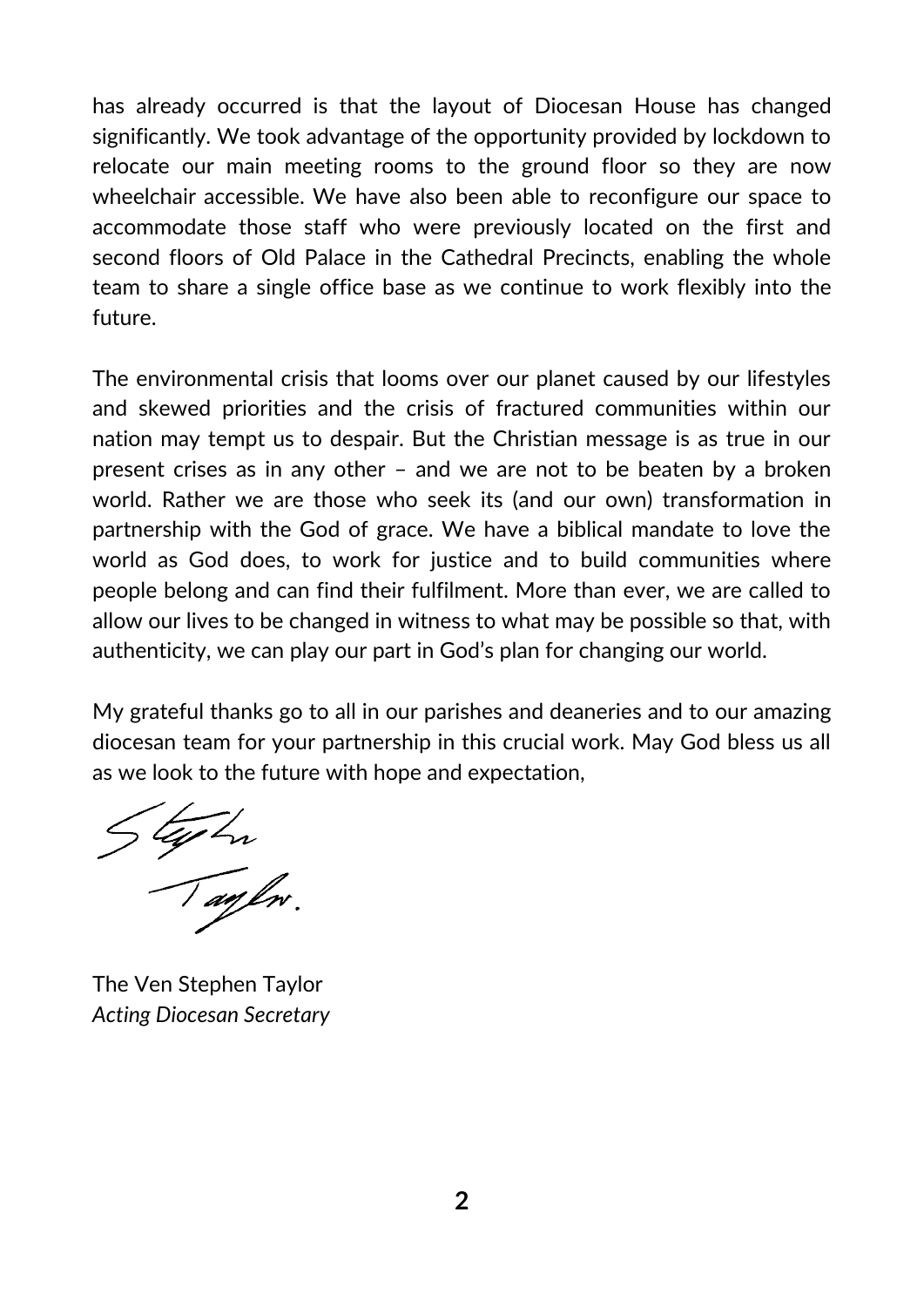has already occurred is that the layout of Diocesan House has changed significantly. We took advantage of the opportunity provided by lockdown to relocate our main meeting rooms to the ground floor so they are now wheelchair accessible. We have also been able to reconfigure our space to accommodate those staff who were previously located on the first and second floors of Old Palace in the Cathedral Precincts, enabling the whole team to share a single office base as we continue to work flexibly into the future.

The environmental crisis that looms over our planet caused by our lifestyles and skewed priorities and the crisis of fractured communities within our nation may tempt us to despair. But the Christian message is as true in our present crises as in any other – and we are not to be beaten by a broken world. Rather we are those who seek its (and our own) transformation in partnership with the God of grace. We have a biblical mandate to love the world as God does, to work for justice and to build communities where people belong and can find their fulfilment. More than ever, we are called to allow our lives to be changed in witness to what may be possible so that, with authenticity, we can play our part in God's plan for changing our world.

My grateful thanks go to all in our parishes and deaneries and to our amazing diocesan team for your partnership in this crucial work. May God bless us all as we look to the future with hope and expectation,

Stephen Taylor.

The Ven Stephen Taylor
*Acting Diocesan Secretary*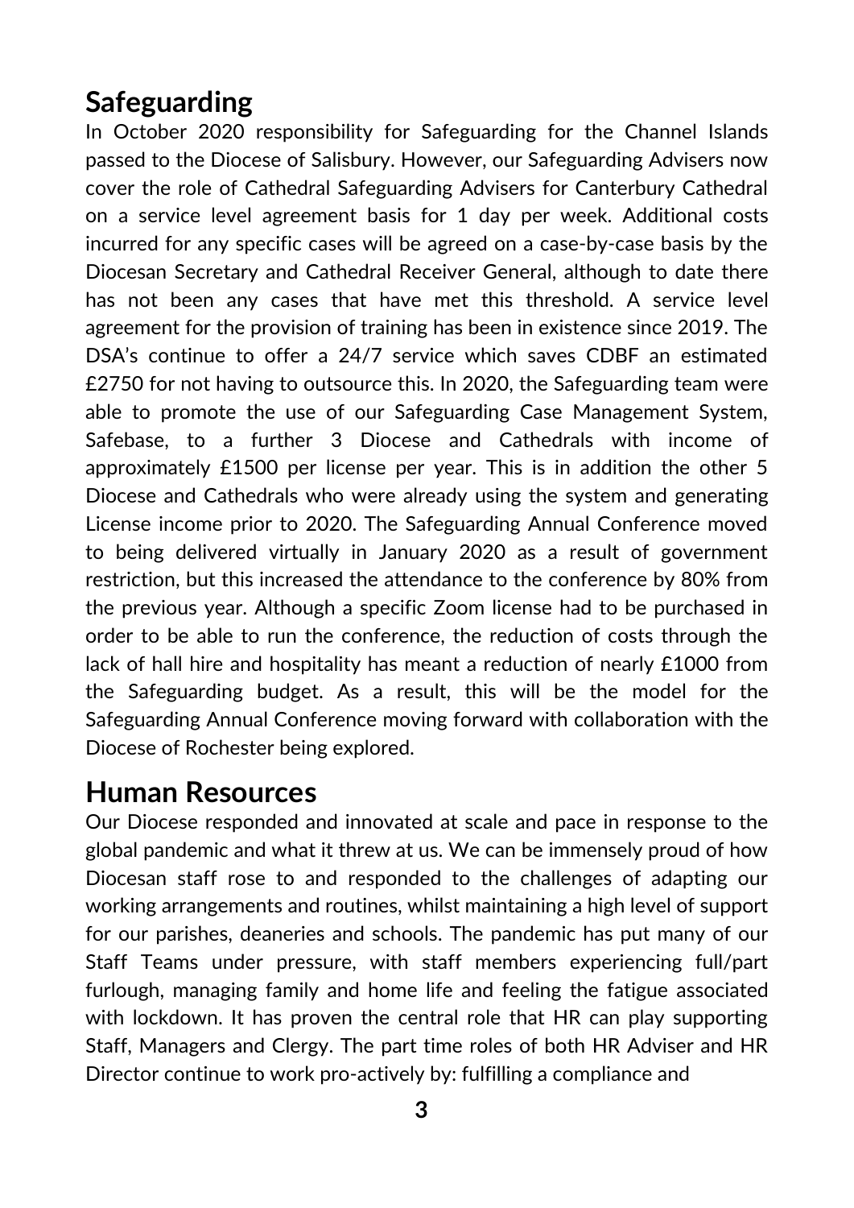## Safeguarding

In October 2020 responsibility for Safeguarding for the Channel Islands passed to the Diocese of Salisbury. However, our Safeguarding Advisers now cover the role of Cathedral Safeguarding Advisers for Canterbury Cathedral on a service level agreement basis for 1 day per week. Additional costs incurred for any specific cases will be agreed on a case-by-case basis by the Diocesan Secretary and Cathedral Receiver General, although to date there has not been any cases that have met this threshold. A service level agreement for the provision of training has been in existence since 2019. The DSA's continue to offer a 24/7 service which saves CDBF an estimated £2750 for not having to outsource this. In 2020, the Safeguarding team were able to promote the use of our Safeguarding Case Management System, Safebase, to a further 3 Diocese and Cathedrals with income of approximately £1500 per license per year. This is in addition the other 5 Diocese and Cathedrals who were already using the system and generating License income prior to 2020. The Safeguarding Annual Conference moved to being delivered virtually in January 2020 as a result of government restriction, but this increased the attendance to the conference by 80% from the previous year. Although a specific Zoom license had to be purchased in order to be able to run the conference, the reduction of costs through the lack of hall hire and hospitality has meant a reduction of nearly £1000 from the Safeguarding budget. As a result, this will be the model for the Safeguarding Annual Conference moving forward with collaboration with the Diocese of Rochester being explored.

## Human Resources

Our Diocese responded and innovated at scale and pace in response to the global pandemic and what it threw at us. We can be immensely proud of how Diocesan staff rose to and responded to the challenges of adapting our working arrangements and routines, whilst maintaining a high level of support for our parishes, deaneries and schools. The pandemic has put many of our Staff Teams under pressure, with staff members experiencing full/part furlough, managing family and home life and feeling the fatigue associated with lockdown. It has proven the central role that HR can play supporting Staff, Managers and Clergy. The part time roles of both HR Adviser and HR Director continue to work pro-actively by: fulfilling a compliance and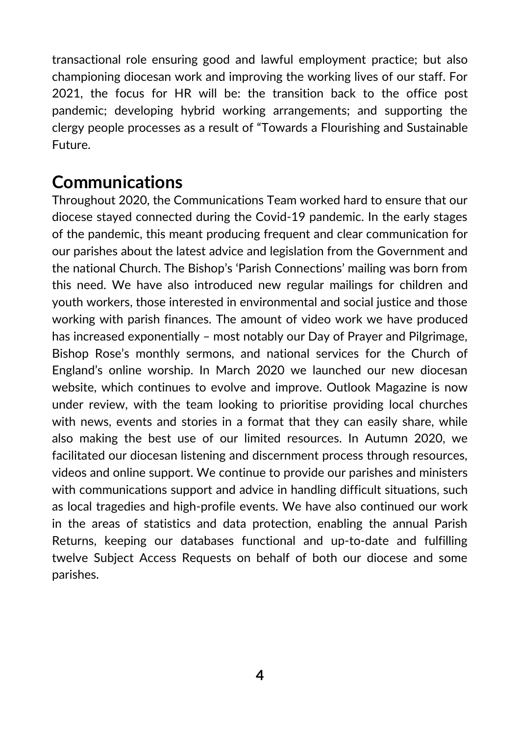transactional role ensuring good and lawful employment practice; but also championing diocesan work and improving the working lives of our staff. For 2021, the focus for HR will be: the transition back to the office post pandemic; developing hybrid working arrangements; and supporting the clergy people processes as a result of "Towards a Flourishing and Sustainable Future.

## Communications

Throughout 2020, the Communications Team worked hard to ensure that our diocese stayed connected during the Covid-19 pandemic. In the early stages of the pandemic, this meant producing frequent and clear communication for our parishes about the latest advice and legislation from the Government and the national Church. The Bishop's 'Parish Connections' mailing was born from this need. We have also introduced new regular mailings for children and youth workers, those interested in environmental and social justice and those working with parish finances. The amount of video work we have produced has increased exponentially – most notably our Day of Prayer and Pilgrimage, Bishop Rose's monthly sermons, and national services for the Church of England's online worship. In March 2020 we launched our new diocesan website, which continues to evolve and improve. Outlook Magazine is now under review, with the team looking to prioritise providing local churches with news, events and stories in a format that they can easily share, while also making the best use of our limited resources. In Autumn 2020, we facilitated our diocesan listening and discernment process through resources, videos and online support. We continue to provide our parishes and ministers with communications support and advice in handling difficult situations, such as local tragedies and high-profile events. We have also continued our work in the areas of statistics and data protection, enabling the annual Parish Returns, keeping our databases functional and up-to-date and fulfilling twelve Subject Access Requests on behalf of both our diocese and some parishes.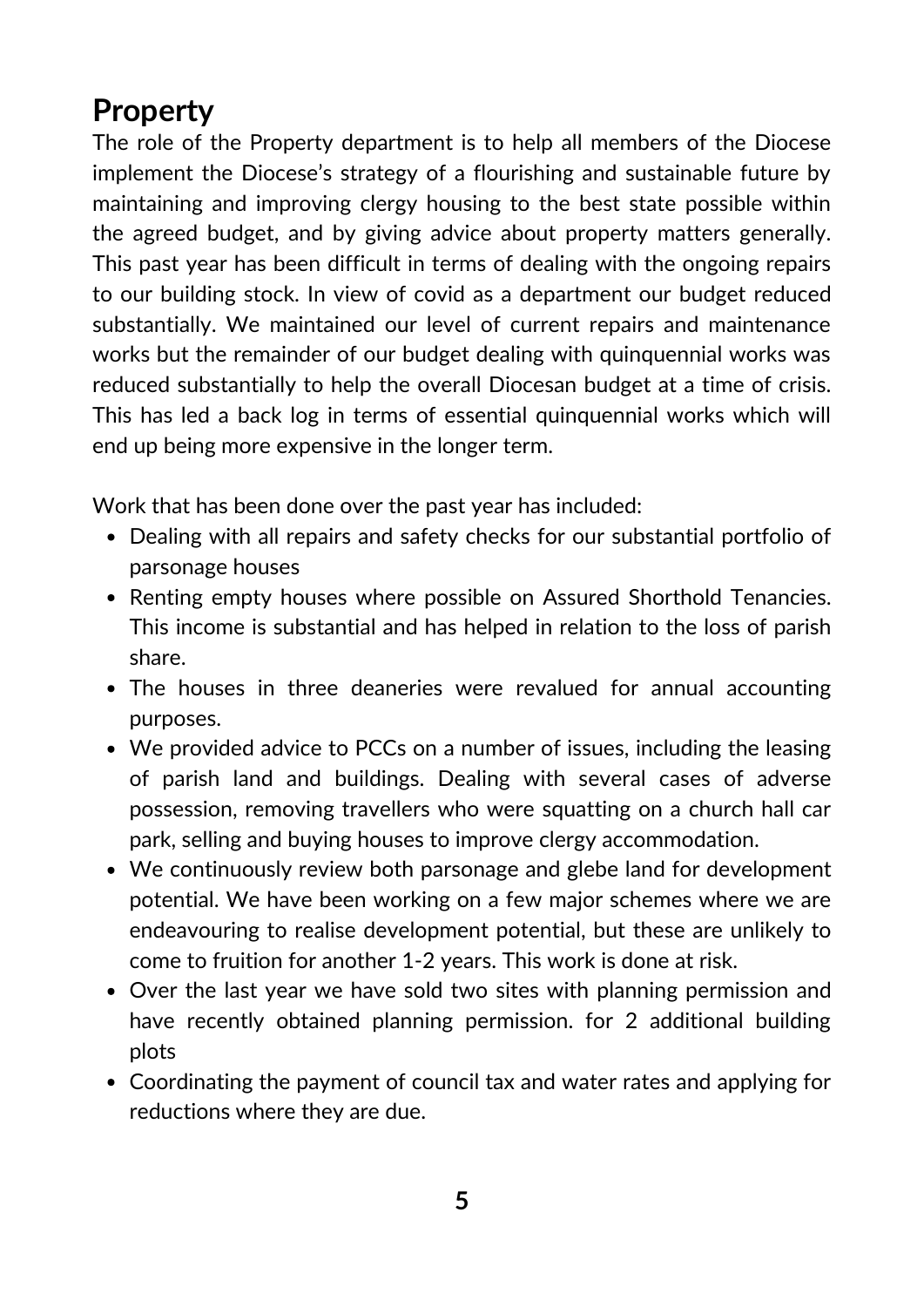## Property

The role of the Property department is to help all members of the Diocese implement the Diocese's strategy of a flourishing and sustainable future by maintaining and improving clergy housing to the best state possible within the agreed budget, and by giving advice about property matters generally. This past year has been difficult in terms of dealing with the ongoing repairs to our building stock. In view of covid as a department our budget reduced substantially. We maintained our level of current repairs and maintenance works but the remainder of our budget dealing with quinquennial works was reduced substantially to help the overall Diocesan budget at a time of crisis. This has led a back log in terms of essential quinquennial works which will end up being more expensive in the longer term.

Work that has been done over the past year has included:

- Dealing with all repairs and safety checks for our substantial portfolio of parsonage houses
- Renting empty houses where possible on Assured Shorthold Tenancies. This income is substantial and has helped in relation to the loss of parish share.
- The houses in three deaneries were revalued for annual accounting purposes.
- We provided advice to PCCs on a number of issues, including the leasing of parish land and buildings. Dealing with several cases of adverse possession, removing travellers who were squatting on a church hall car park, selling and buying houses to improve clergy accommodation.
- We continuously review both parsonage and glebe land for development potential. We have been working on a few major schemes where we are endeavouring to realise development potential, but these are unlikely to come to fruition for another 1-2 years. This work is done at risk.
- Over the last year we have sold two sites with planning permission and have recently obtained planning permission. for 2 additional building plots
- Coordinating the payment of council tax and water rates and applying for reductions where they are due.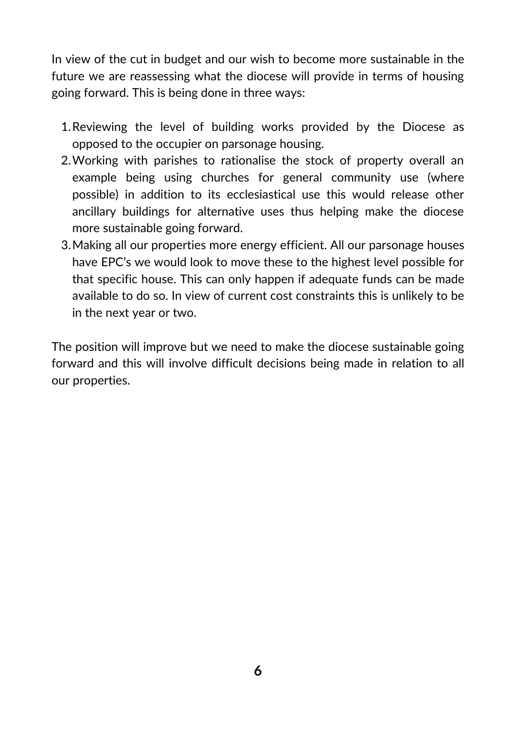In view of the cut in budget and our wish to become more sustainable in the future we are reassessing what the diocese will provide in terms of housing going forward. This is being done in three ways:

1. Reviewing the level of building works provided by the Diocese as opposed to the occupier on parsonage housing.
2. Working with parishes to rationalise the stock of property overall an example being using churches for general community use (where possible) in addition to its ecclesiastical use this would release other ancillary buildings for alternative uses thus helping make the diocese more sustainable going forward.
3. Making all our properties more energy efficient. All our parsonage houses have EPC's we would look to move these to the highest level possible for that specific house. This can only happen if adequate funds can be made available to do so. In view of current cost constraints this is unlikely to be in the next year or two.

The position will improve but we need to make the diocese sustainable going forward and this will involve difficult decisions being made in relation to all our properties.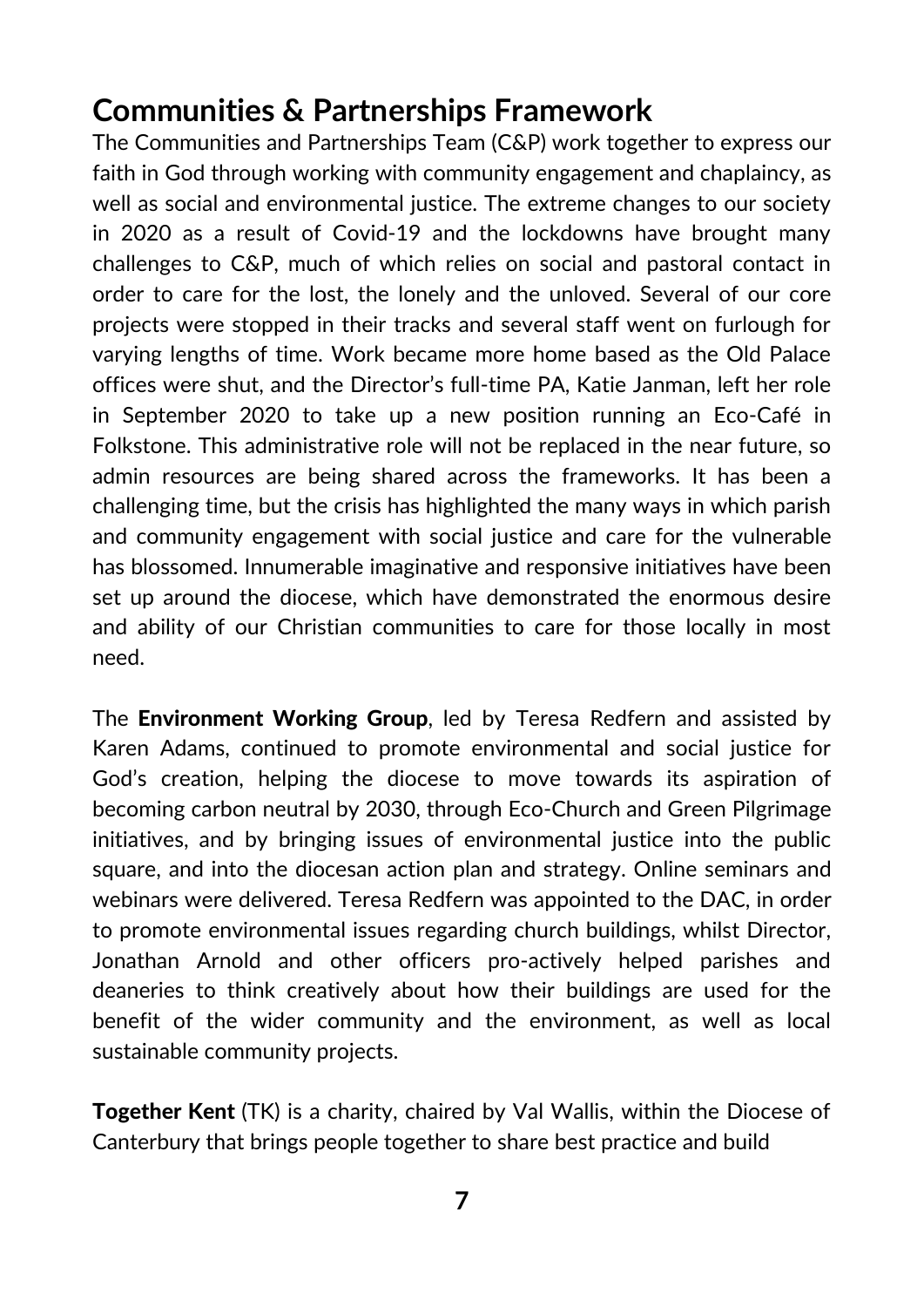## Communities & Partnerships Framework

The Communities and Partnerships Team (C&P) work together to express our faith in God through working with community engagement and chaplaincy, as well as social and environmental justice. The extreme changes to our society in 2020 as a result of Covid-19 and the lockdowns have brought many challenges to C&P, much of which relies on social and pastoral contact in order to care for the lost, the lonely and the unloved. Several of our core projects were stopped in their tracks and several staff went on furlough for varying lengths of time. Work became more home based as the Old Palace offices were shut, and the Director's full-time PA, Katie Janman, left her role in September 2020 to take up a new position running an Eco-Café in Folkstone. This administrative role will not be replaced in the near future, so admin resources are being shared across the frameworks. It has been a challenging time, but the crisis has highlighted the many ways in which parish and community engagement with social justice and care for the vulnerable has blossomed. Innumerable imaginative and responsive initiatives have been set up around the diocese, which have demonstrated the enormous desire and ability of our Christian communities to care for those locally in most need.

The **Environment Working Group**, led by Teresa Redfern and assisted by Karen Adams, continued to promote environmental and social justice for God's creation, helping the diocese to move towards its aspiration of becoming carbon neutral by 2030, through Eco-Church and Green Pilgrimage initiatives, and by bringing issues of environmental justice into the public square, and into the diocesan action plan and strategy. Online seminars and webinars were delivered. Teresa Redfern was appointed to the DAC, in order to promote environmental issues regarding church buildings, whilst Director, Jonathan Arnold and other officers pro-actively helped parishes and deaneries to think creatively about how their buildings are used for the benefit of the wider community and the environment, as well as local sustainable community projects.

**Together Kent** (TK) is a charity, chaired by Val Wallis, within the Diocese of Canterbury that brings people together to share best practice and build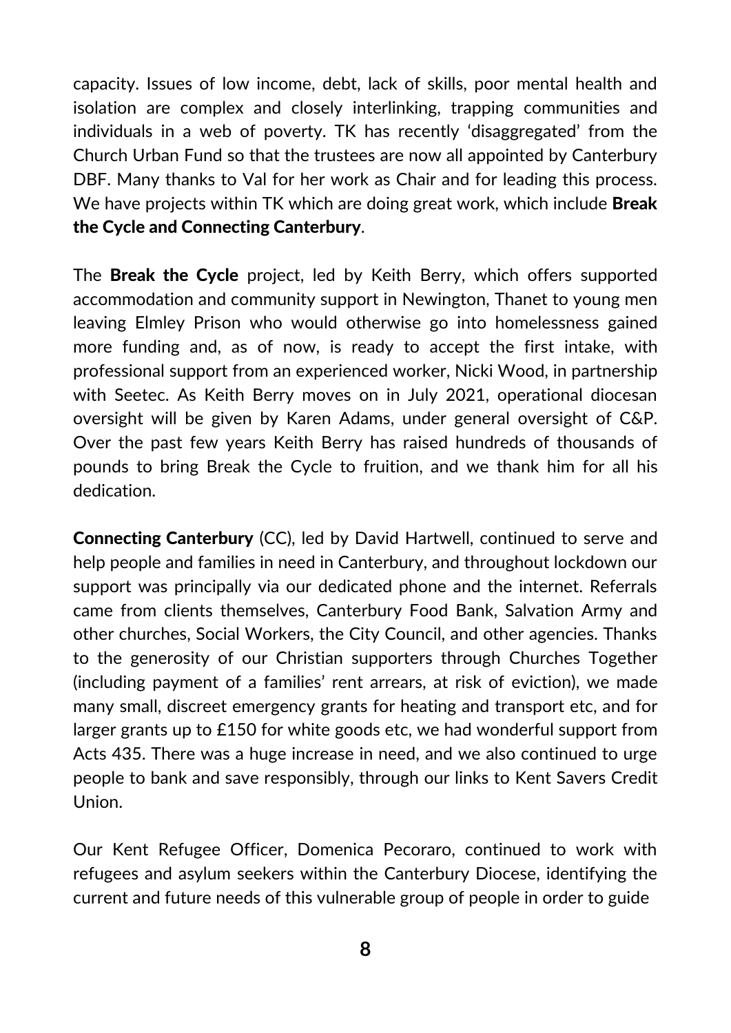capacity. Issues of low income, debt, lack of skills, poor mental health and isolation are complex and closely interlinking, trapping communities and individuals in a web of poverty. TK has recently 'disaggregated' from the Church Urban Fund so that the trustees are now all appointed by Canterbury DBF. Many thanks to Val for her work as Chair and for leading this process. We have projects within TK which are doing great work, which include **Break the Cycle and Connecting Canterbury**.

The **Break the Cycle** project, led by Keith Berry, which offers supported accommodation and community support in Newington, Thanet to young men leaving Elmley Prison who would otherwise go into homelessness gained more funding and, as of now, is ready to accept the first intake, with professional support from an experienced worker, Nicki Wood, in partnership with Seetec. As Keith Berry moves on in July 2021, operational diocesan oversight will be given by Karen Adams, under general oversight of C&P. Over the past few years Keith Berry has raised hundreds of thousands of pounds to bring Break the Cycle to fruition, and we thank him for all his dedication.

**Connecting Canterbury** (CC), led by David Hartwell, continued to serve and help people and families in need in Canterbury, and throughout lockdown our support was principally via our dedicated phone and the internet. Referrals came from clients themselves, Canterbury Food Bank, Salvation Army and other churches, Social Workers, the City Council, and other agencies. Thanks to the generosity of our Christian supporters through Churches Together (including payment of a families' rent arrears, at risk of eviction), we made many small, discreet emergency grants for heating and transport etc, and for larger grants up to £150 for white goods etc, we had wonderful support from Acts 435. There was a huge increase in need, and we also continued to urge people to bank and save responsibly, through our links to Kent Savers Credit Union.

Our Kent Refugee Officer, Domenica Pecoraro, continued to work with refugees and asylum seekers within the Canterbury Diocese, identifying the current and future needs of this vulnerable group of people in order to guide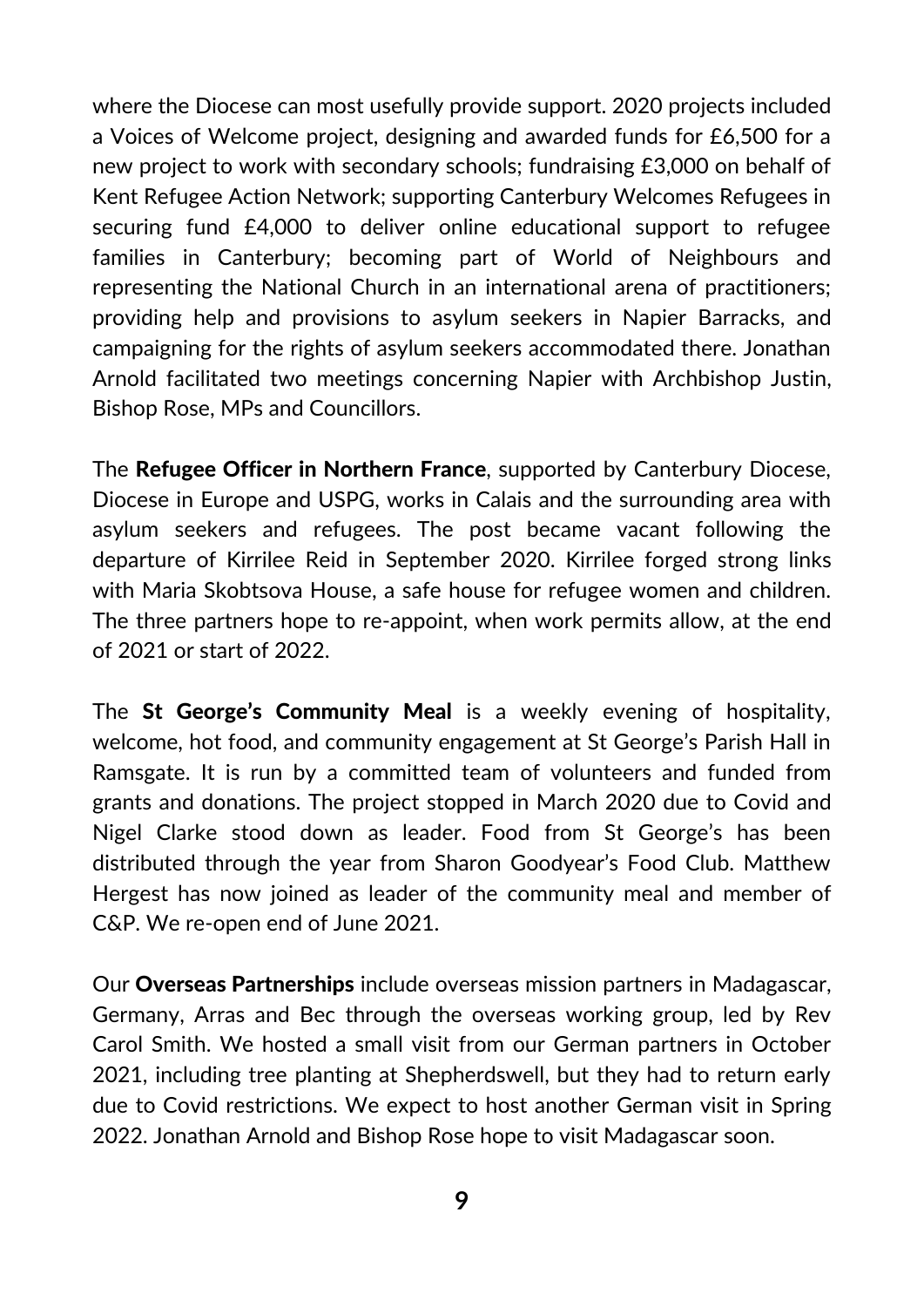where the Diocese can most usefully provide support. 2020 projects included a Voices of Welcome project, designing and awarded funds for £6,500 for a new project to work with secondary schools; fundraising £3,000 on behalf of Kent Refugee Action Network; supporting Canterbury Welcomes Refugees in securing fund £4,000 to deliver online educational support to refugee families in Canterbury; becoming part of World of Neighbours and representing the National Church in an international arena of practitioners; providing help and provisions to asylum seekers in Napier Barracks, and campaigning for the rights of asylum seekers accommodated there. Jonathan Arnold facilitated two meetings concerning Napier with Archbishop Justin, Bishop Rose, MPs and Councillors.

The **Refugee Officer in Northern France**, supported by Canterbury Diocese, Diocese in Europe and USPG, works in Calais and the surrounding area with asylum seekers and refugees. The post became vacant following the departure of Kirrilee Reid in September 2020. Kirrilee forged strong links with Maria Skobtsova House, a safe house for refugee women and children. The three partners hope to re-appoint, when work permits allow, at the end of 2021 or start of 2022.

The **St George's Community Meal** is a weekly evening of hospitality, welcome, hot food, and community engagement at St George's Parish Hall in Ramsgate. It is run by a committed team of volunteers and funded from grants and donations. The project stopped in March 2020 due to Covid and Nigel Clarke stood down as leader. Food from St George's has been distributed through the year from Sharon Goodyear's Food Club. Matthew Hergest has now joined as leader of the community meal and member of C&P. We re-open end of June 2021.

Our **Overseas Partnerships** include overseas mission partners in Madagascar, Germany, Arras and Bec through the overseas working group, led by Rev Carol Smith. We hosted a small visit from our German partners in October 2021, including tree planting at Shepherdswell, but they had to return early due to Covid restrictions. We expect to host another German visit in Spring 2022. Jonathan Arnold and Bishop Rose hope to visit Madagascar soon.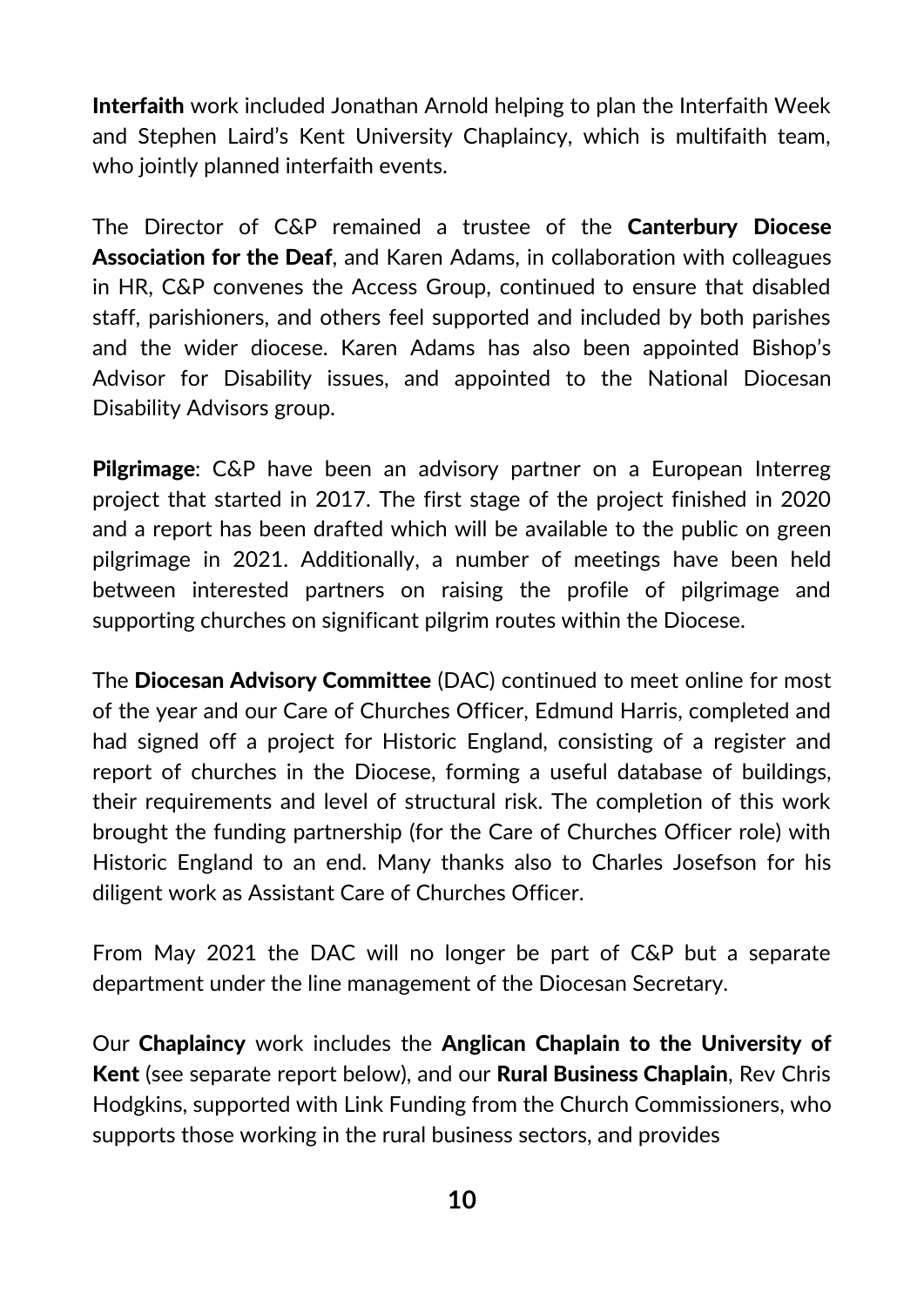**Interfaith** work included Jonathan Arnold helping to plan the Interfaith Week and Stephen Laird's Kent University Chaplaincy, which is multifaith team, who jointly planned interfaith events.

The Director of C&P remained a trustee of the **Canterbury Diocese Association for the Deaf**, and Karen Adams, in collaboration with colleagues in HR, C&P convenes the Access Group, continued to ensure that disabled staff, parishioners, and others feel supported and included by both parishes and the wider diocese. Karen Adams has also been appointed Bishop's Advisor for Disability issues, and appointed to the National Diocesan Disability Advisors group.

**Pilgrimage**: C&P have been an advisory partner on a European Interreg project that started in 2017. The first stage of the project finished in 2020 and a report has been drafted which will be available to the public on green pilgrimage in 2021. Additionally, a number of meetings have been held between interested partners on raising the profile of pilgrimage and supporting churches on significant pilgrim routes within the Diocese.

The **Diocesan Advisory Committee** (DAC) continued to meet online for most of the year and our Care of Churches Officer, Edmund Harris, completed and had signed off a project for Historic England, consisting of a register and report of churches in the Diocese, forming a useful database of buildings, their requirements and level of structural risk. The completion of this work brought the funding partnership (for the Care of Churches Officer role) with Historic England to an end. Many thanks also to Charles Josefson for his diligent work as Assistant Care of Churches Officer.

From May 2021 the DAC will no longer be part of C&P but a separate department under the line management of the Diocesan Secretary.

Our **Chaplaincy** work includes the **Anglican Chaplain to the University of Kent** (see separate report below), and our **Rural Business Chaplain**, Rev Chris Hodgkins, supported with Link Funding from the Church Commissioners, who supports those working in the rural business sectors, and provides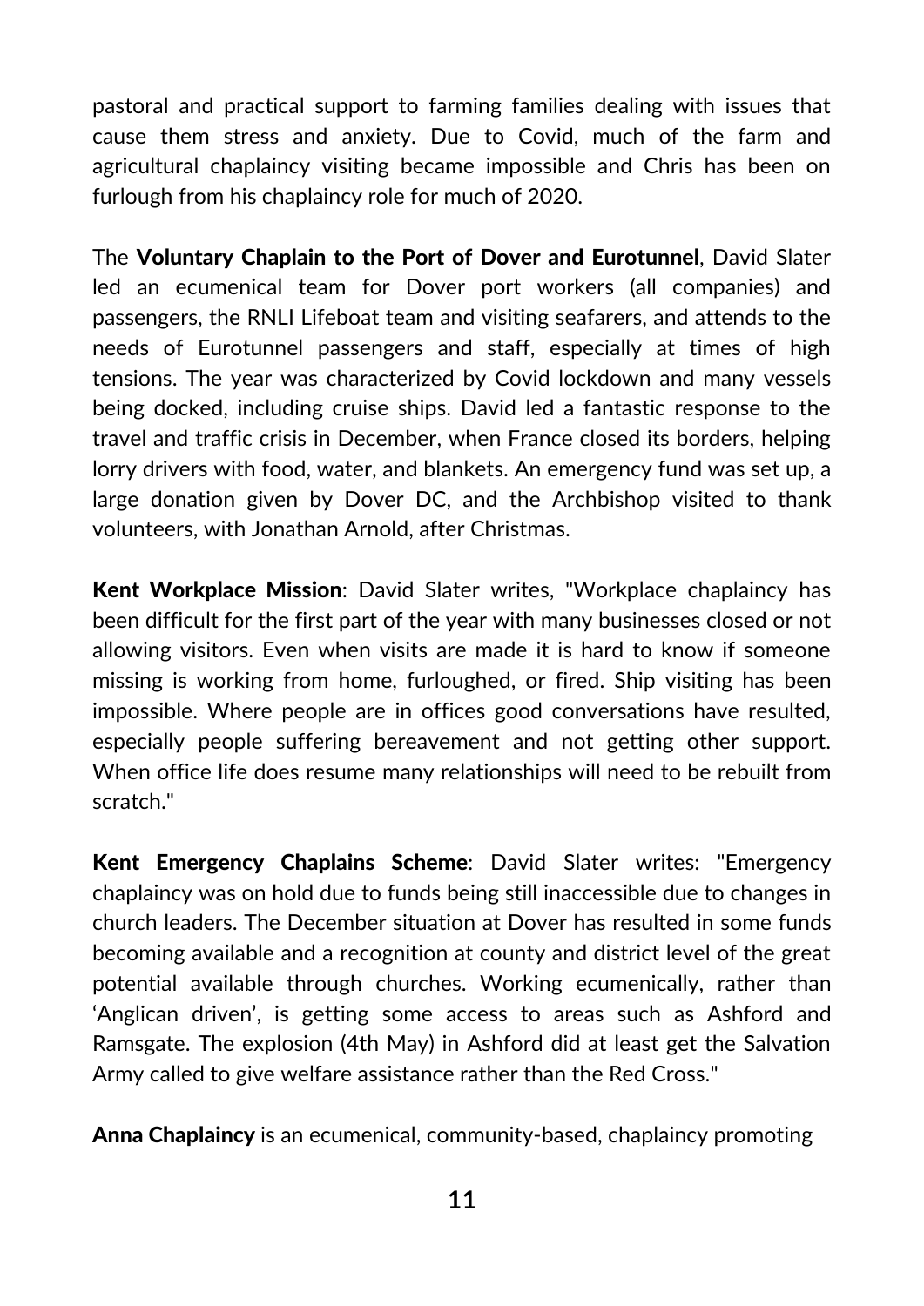pastoral and practical support to farming families dealing with issues that cause them stress and anxiety. Due to Covid, much of the farm and agricultural chaplaincy visiting became impossible and Chris has been on furlough from his chaplaincy role for much of 2020.

The **Voluntary Chaplain to the Port of Dover and Eurotunnel**, David Slater led an ecumenical team for Dover port workers (all companies) and passengers, the RNLI Lifeboat team and visiting seafarers, and attends to the needs of Eurotunnel passengers and staff, especially at times of high tensions. The year was characterized by Covid lockdown and many vessels being docked, including cruise ships. David led a fantastic response to the travel and traffic crisis in December, when France closed its borders, helping lorry drivers with food, water, and blankets. An emergency fund was set up, a large donation given by Dover DC, and the Archbishop visited to thank volunteers, with Jonathan Arnold, after Christmas.

**Kent Workplace Mission**: David Slater writes, "Workplace chaplaincy has been difficult for the first part of the year with many businesses closed or not allowing visitors. Even when visits are made it is hard to know if someone missing is working from home, furloughed, or fired. Ship visiting has been impossible. Where people are in offices good conversations have resulted, especially people suffering bereavement and not getting other support. When office life does resume many relationships will need to be rebuilt from scratch."

**Kent Emergency Chaplains Scheme**: David Slater writes: "Emergency chaplaincy was on hold due to funds being still inaccessible due to changes in church leaders. The December situation at Dover has resulted in some funds becoming available and a recognition at county and district level of the great potential available through churches. Working ecumenically, rather than 'Anglican driven', is getting some access to areas such as Ashford and Ramsgate. The explosion (4th May) in Ashford did at least get the Salvation Army called to give welfare assistance rather than the Red Cross."

**Anna Chaplaincy** is an ecumenical, community-based, chaplaincy promoting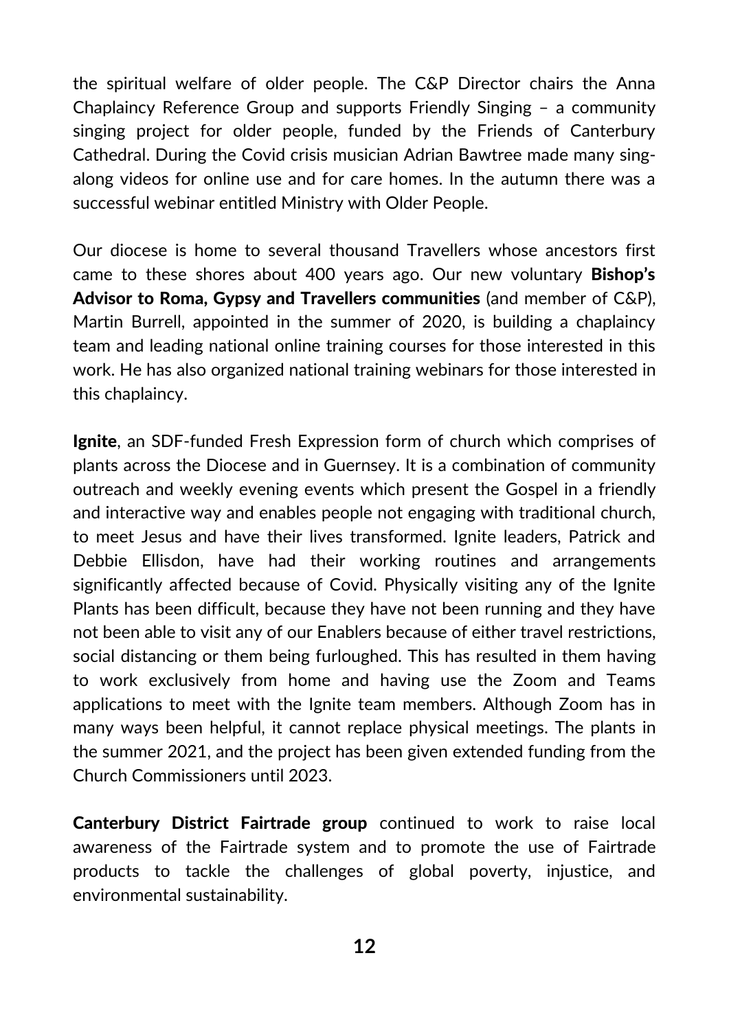the spiritual welfare of older people. The C&P Director chairs the Anna Chaplaincy Reference Group and supports Friendly Singing – a community singing project for older people, funded by the Friends of Canterbury Cathedral. During the Covid crisis musician Adrian Bawtree made many sing-along videos for online use and for care homes. In the autumn there was a successful webinar entitled Ministry with Older People.

Our diocese is home to several thousand Travellers whose ancestors first came to these shores about 400 years ago. Our new voluntary **Bishop's Advisor to Roma, Gypsy and Travellers communities** (and member of C&P), Martin Burrell, appointed in the summer of 2020, is building a chaplaincy team and leading national online training courses for those interested in this work. He has also organized national training webinars for those interested in this chaplaincy.

**Ignite**, an SDF-funded Fresh Expression form of church which comprises of plants across the Diocese and in Guernsey. It is a combination of community outreach and weekly evening events which present the Gospel in a friendly and interactive way and enables people not engaging with traditional church, to meet Jesus and have their lives transformed. Ignite leaders, Patrick and Debbie Ellisdon, have had their working routines and arrangements significantly affected because of Covid. Physically visiting any of the Ignite Plants has been difficult, because they have not been running and they have not been able to visit any of our Enablers because of either travel restrictions, social distancing or them being furloughed. This has resulted in them having to work exclusively from home and having use the Zoom and Teams applications to meet with the Ignite team members. Although Zoom has in many ways been helpful, it cannot replace physical meetings. The plants in the summer 2021, and the project has been given extended funding from the Church Commissioners until 2023.

**Canterbury District Fairtrade group** continued to work to raise local awareness of the Fairtrade system and to promote the use of Fairtrade products to tackle the challenges of global poverty, injustice, and environmental sustainability.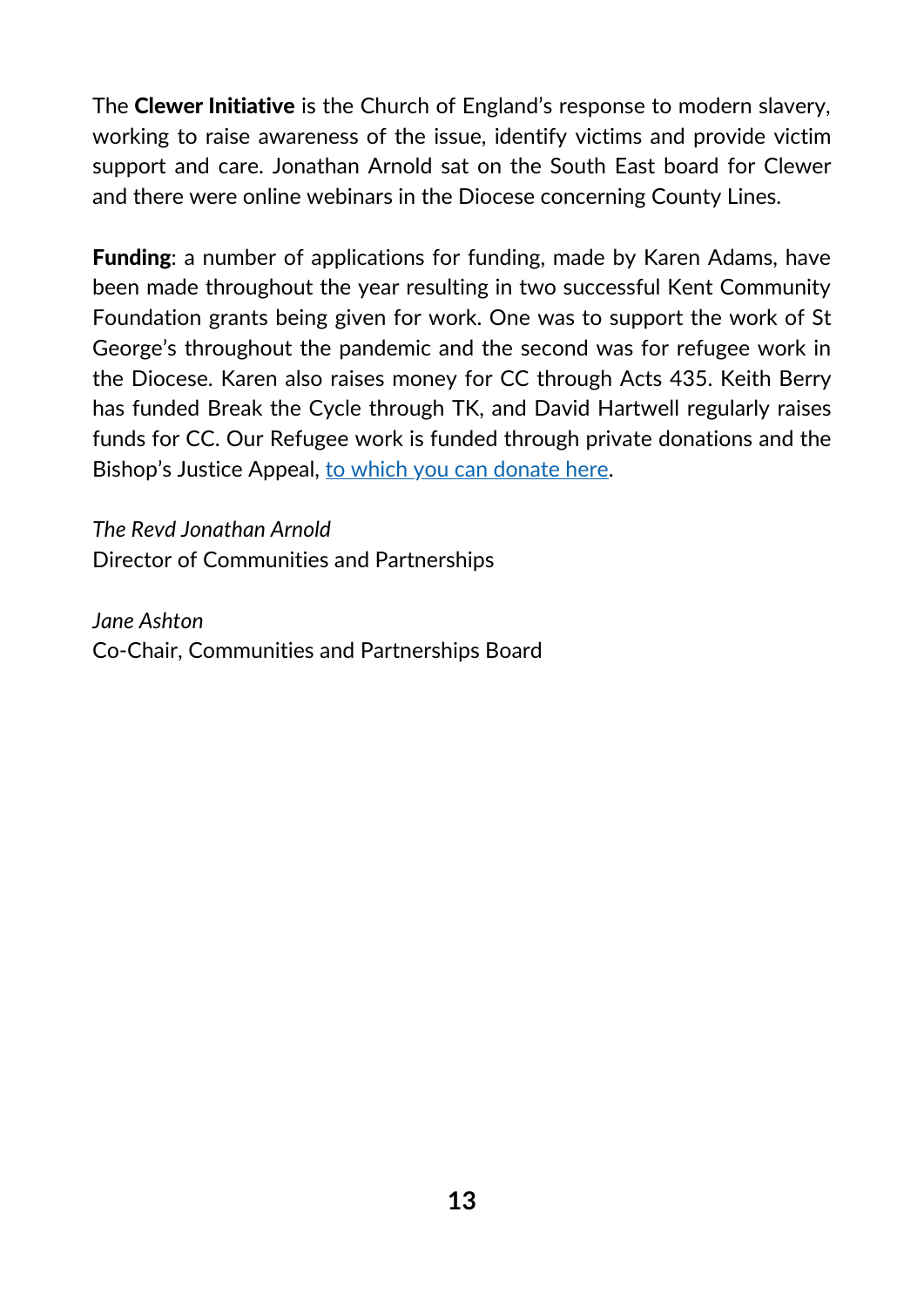The **Clewer Initiative** is the Church of England's response to modern slavery, working to raise awareness of the issue, identify victims and provide victim support and care. Jonathan Arnold sat on the South East board for Clewer and there were online webinars in the Diocese concerning County Lines.

**Funding**: a number of applications for funding, made by Karen Adams, have been made throughout the year resulting in two successful Kent Community Foundation grants being given for work. One was to support the work of St George's throughout the pandemic and the second was for refugee work in the Diocese. Karen also raises money for CC through Acts 435. Keith Berry has funded Break the Cycle through TK, and David Hartwell regularly raises funds for CC. Our Refugee work is funded through private donations and the Bishop's Justice Appeal, to which you can donate here.

*The Revd Jonathan Arnold*
Director of Communities and Partnerships

*Jane Ashton*
Co-Chair, Communities and Partnerships Board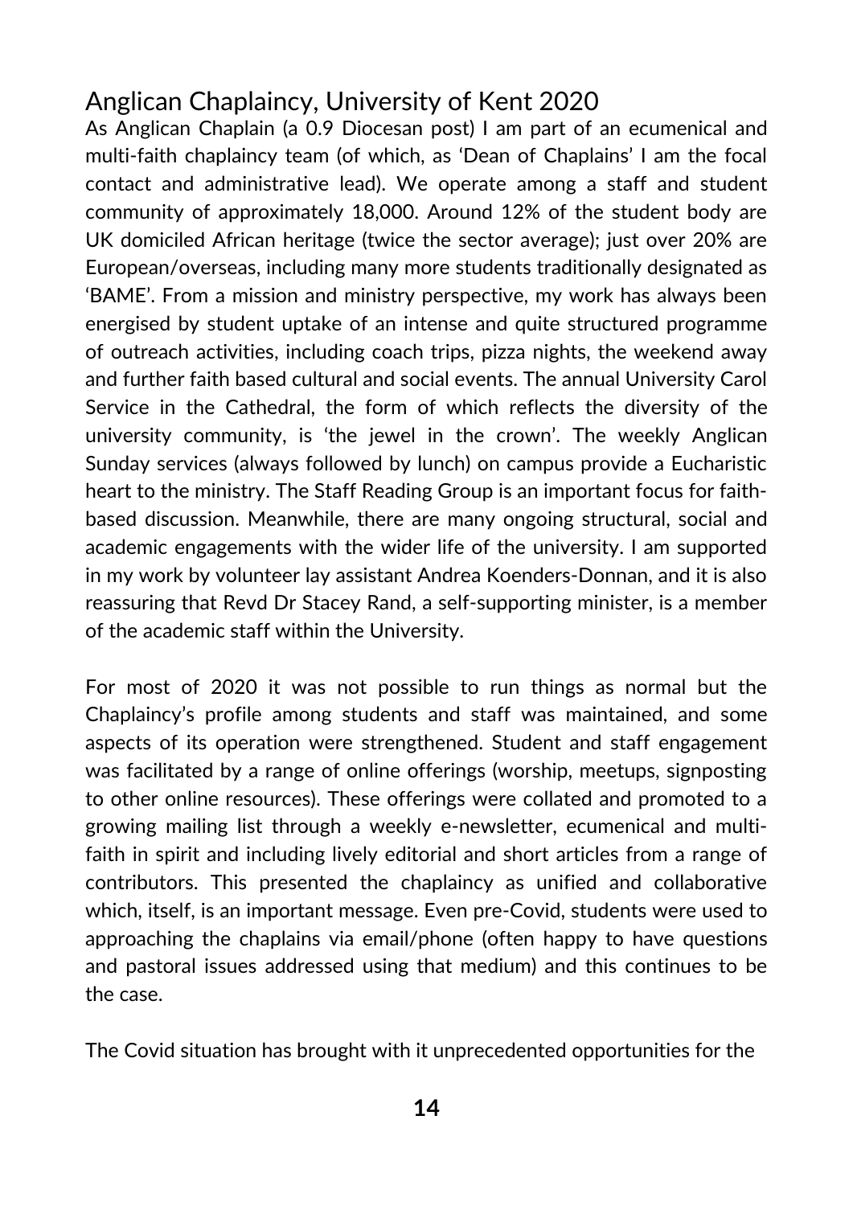## Anglican Chaplaincy, University of Kent 2020

As Anglican Chaplain (a 0.9 Diocesan post) I am part of an ecumenical and multi-faith chaplaincy team (of which, as 'Dean of Chaplains' I am the focal contact and administrative lead). We operate among a staff and student community of approximately 18,000. Around 12% of the student body are UK domiciled African heritage (twice the sector average); just over 20% are European/overseas, including many more students traditionally designated as 'BAME'. From a mission and ministry perspective, my work has always been energised by student uptake of an intense and quite structured programme of outreach activities, including coach trips, pizza nights, the weekend away and further faith based cultural and social events. The annual University Carol Service in the Cathedral, the form of which reflects the diversity of the university community, is 'the jewel in the crown'. The weekly Anglican Sunday services (always followed by lunch) on campus provide a Eucharistic heart to the ministry. The Staff Reading Group is an important focus for faith-based discussion. Meanwhile, there are many ongoing structural, social and academic engagements with the wider life of the university. I am supported in my work by volunteer lay assistant Andrea Koenders-Donnan, and it is also reassuring that Revd Dr Stacey Rand, a self-supporting minister, is a member of the academic staff within the University.

For most of 2020 it was not possible to run things as normal but the Chaplaincy's profile among students and staff was maintained, and some aspects of its operation were strengthened. Student and staff engagement was facilitated by a range of online offerings (worship, meetups, signposting to other online resources). These offerings were collated and promoted to a growing mailing list through a weekly e-newsletter, ecumenical and multi-faith in spirit and including lively editorial and short articles from a range of contributors. This presented the chaplaincy as unified and collaborative which, itself, is an important message. Even pre-Covid, students were used to approaching the chaplains via email/phone (often happy to have questions and pastoral issues addressed using that medium) and this continues to be the case.

The Covid situation has brought with it unprecedented opportunities for the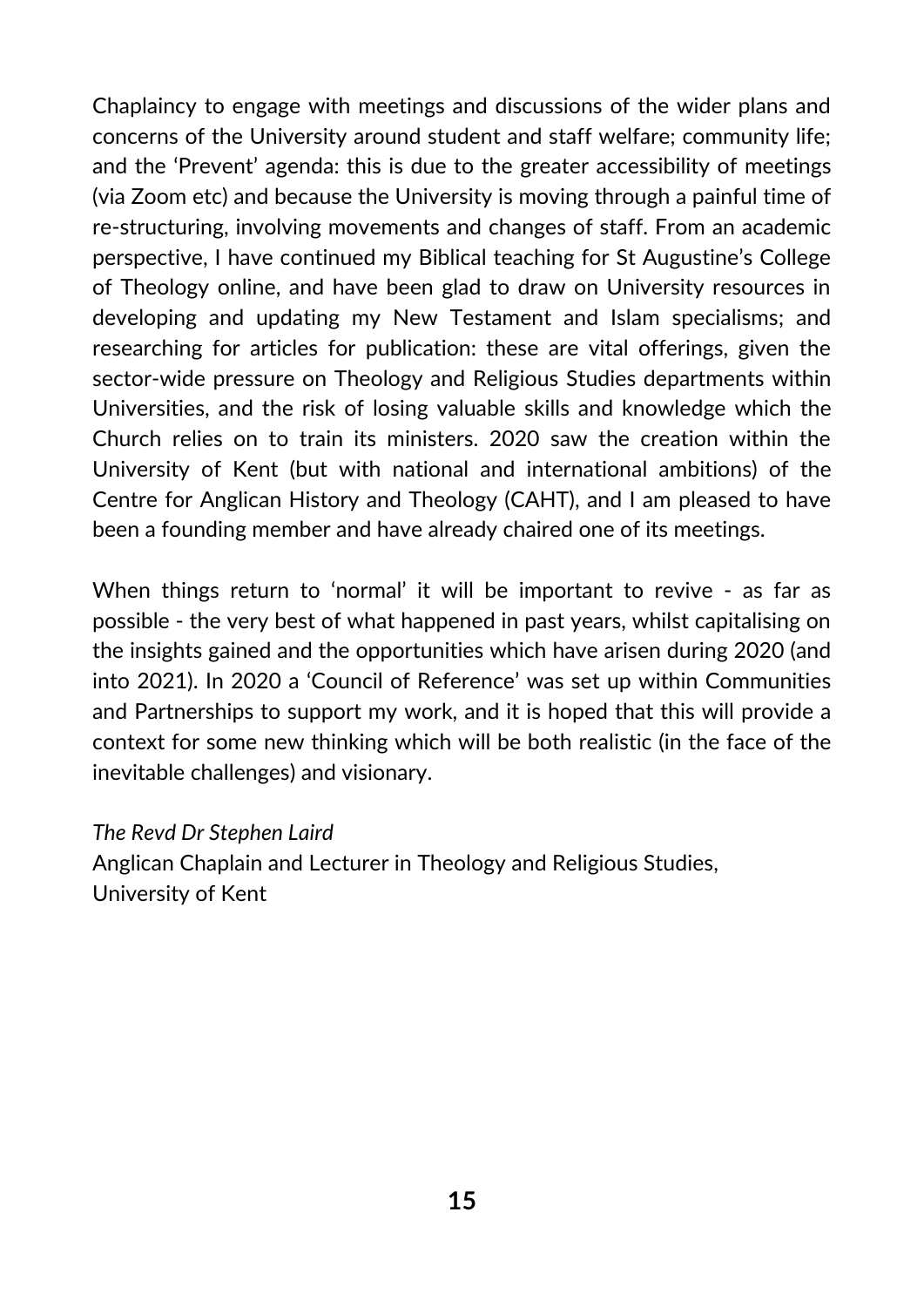Chaplaincy to engage with meetings and discussions of the wider plans and concerns of the University around student and staff welfare; community life; and the 'Prevent' agenda: this is due to the greater accessibility of meetings (via Zoom etc) and because the University is moving through a painful time of re-structuring, involving movements and changes of staff. From an academic perspective, I have continued my Biblical teaching for St Augustine's College of Theology online, and have been glad to draw on University resources in developing and updating my New Testament and Islam specialisms; and researching for articles for publication: these are vital offerings, given the sector-wide pressure on Theology and Religious Studies departments within Universities, and the risk of losing valuable skills and knowledge which the Church relies on to train its ministers. 2020 saw the creation within the University of Kent (but with national and international ambitions) of the Centre for Anglican History and Theology (CAHT), and I am pleased to have been a founding member and have already chaired one of its meetings.

When things return to 'normal' it will be important to revive - as far as possible - the very best of what happened in past years, whilst capitalising on the insights gained and the opportunities which have arisen during 2020 (and into 2021). In 2020 a 'Council of Reference' was set up within Communities and Partnerships to support my work, and it is hoped that this will provide a context for some new thinking which will be both realistic (in the face of the inevitable challenges) and visionary.

*The Revd Dr Stephen Laird*
Anglican Chaplain and Lecturer in Theology and Religious Studies,
University of Kent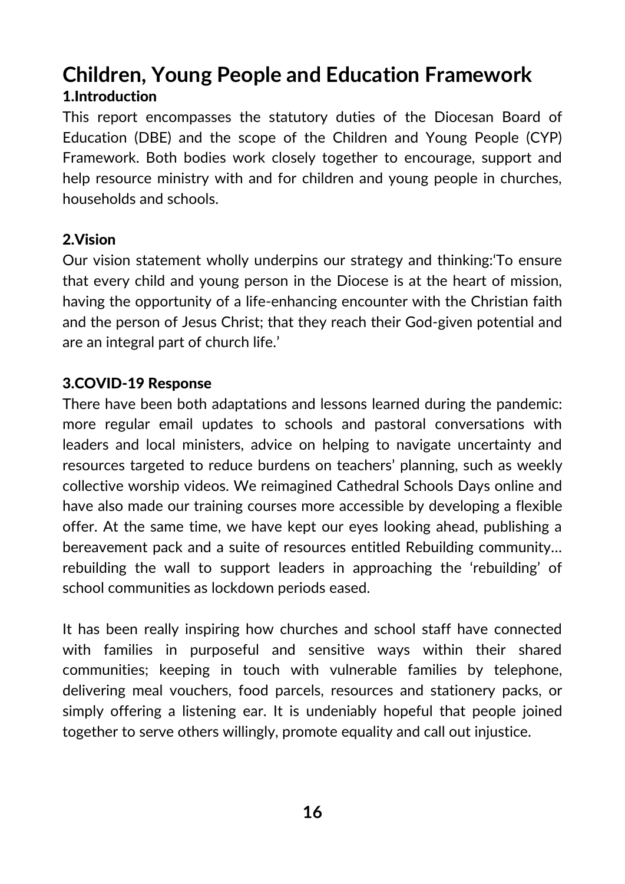# Children, Young People and Education Framework

## 1.Introduction

This report encompasses the statutory duties of the Diocesan Board of Education (DBE) and the scope of the Children and Young People (CYP) Framework. Both bodies work closely together to encourage, support and help resource ministry with and for children and young people in churches, households and schools.

## 2.Vision

Our vision statement wholly underpins our strategy and thinking:'To ensure that every child and young person in the Diocese is at the heart of mission, having the opportunity of a life-enhancing encounter with the Christian faith and the person of Jesus Christ; that they reach their God-given potential and are an integral part of church life.'

## 3.COVID-19 Response

There have been both adaptations and lessons learned during the pandemic: more regular email updates to schools and pastoral conversations with leaders and local ministers, advice on helping to navigate uncertainty and resources targeted to reduce burdens on teachers' planning, such as weekly collective worship videos. We reimagined Cathedral Schools Days online and have also made our training courses more accessible by developing a flexible offer. At the same time, we have kept our eyes looking ahead, publishing a bereavement pack and a suite of resources entitled Rebuilding community… rebuilding the wall to support leaders in approaching the 'rebuilding' of school communities as lockdown periods eased.

It has been really inspiring how churches and school staff have connected with families in purposeful and sensitive ways within their shared communities; keeping in touch with vulnerable families by telephone, delivering meal vouchers, food parcels, resources and stationery packs, or simply offering a listening ear. It is undeniably hopeful that people joined together to serve others willingly, promote equality and call out injustice.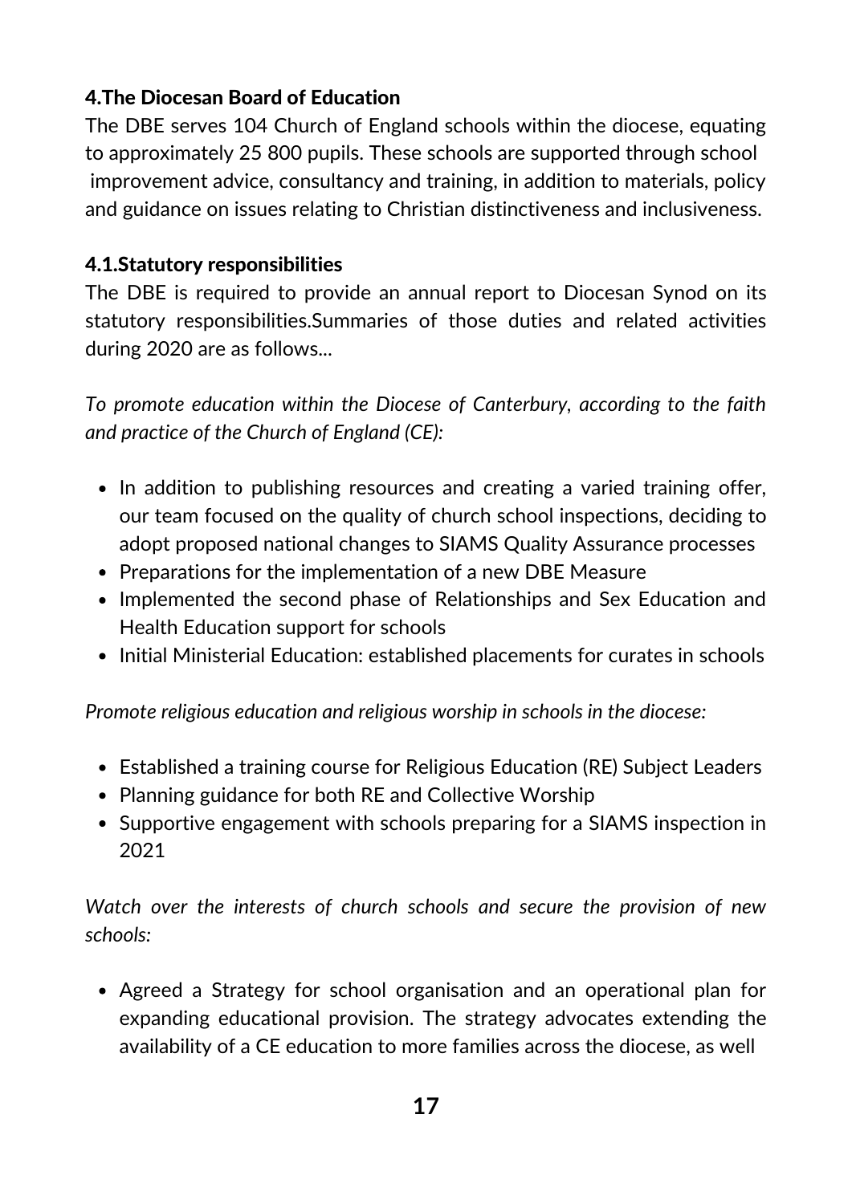### 4.The Diocesan Board of Education

The DBE serves 104 Church of England schools within the diocese, equating to approximately 25 800 pupils. These schools are supported through school improvement advice, consultancy and training, in addition to materials, policy and guidance on issues relating to Christian distinctiveness and inclusiveness.

### 4.1.Statutory responsibilities

The DBE is required to provide an annual report to Diocesan Synod on its statutory responsibilities.Summaries of those duties and related activities during 2020 are as follows...

*To promote education within the Diocese of Canterbury, according to the faith and practice of the Church of England (CE):*

- In addition to publishing resources and creating a varied training offer, our team focused on the quality of church school inspections, deciding to adopt proposed national changes to SIAMS Quality Assurance processes
- Preparations for the implementation of a new DBE Measure
- Implemented the second phase of Relationships and Sex Education and Health Education support for schools
- Initial Ministerial Education: established placements for curates in schools

*Promote religious education and religious worship in schools in the diocese:*

- Established a training course for Religious Education (RE) Subject Leaders
- Planning guidance for both RE and Collective Worship
- Supportive engagement with schools preparing for a SIAMS inspection in 2021

*Watch over the interests of church schools and secure the provision of new schools:*

- Agreed a Strategy for school organisation and an operational plan for expanding educational provision. The strategy advocates extending the availability of a CE education to more families across the diocese, as well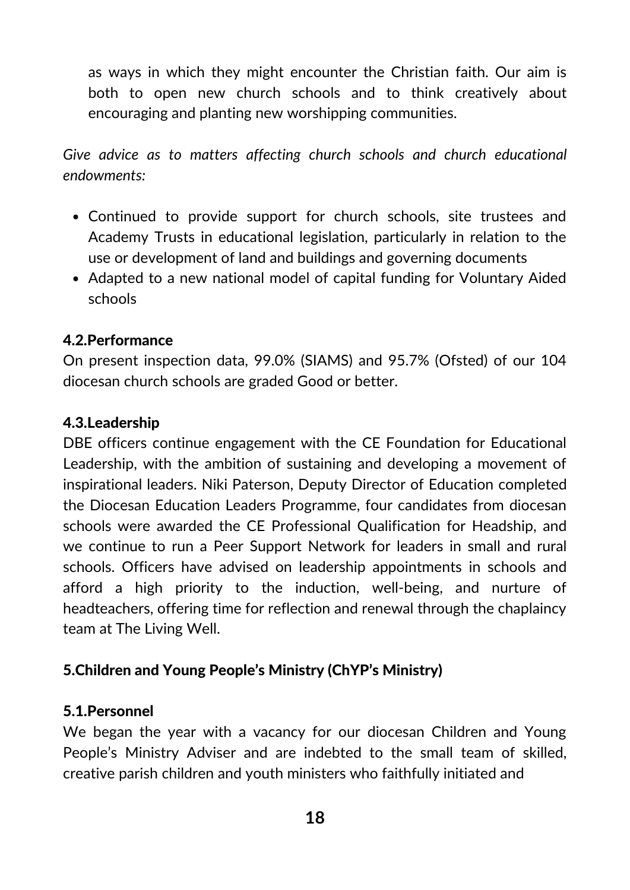as ways in which they might encounter the Christian faith. Our aim is both to open new church schools and to think creatively about encouraging and planting new worshipping communities.

*Give advice as to matters affecting church schools and church educational endowments:*

- Continued to provide support for church schools, site trustees and Academy Trusts in educational legislation, particularly in relation to the use or development of land and buildings and governing documents
- Adapted to a new national model of capital funding for Voluntary Aided schools

### 4.2.Performance

On present inspection data, 99.0% (SIAMS) and 95.7% (Ofsted) of our 104 diocesan church schools are graded Good or better.

### 4.3.Leadership

DBE officers continue engagement with the CE Foundation for Educational Leadership, with the ambition of sustaining and developing a movement of inspirational leaders. Niki Paterson, Deputy Director of Education completed the Diocesan Education Leaders Programme, four candidates from diocesan schools were awarded the CE Professional Qualification for Headship, and we continue to run a Peer Support Network for leaders in small and rural schools. Officers have advised on leadership appointments in schools and afford a high priority to the induction, well-being, and nurture of headteachers, offering time for reflection and renewal through the chaplaincy team at The Living Well.

## 5.Children and Young People's Ministry (ChYP's Ministry)

### 5.1.Personnel

We began the year with a vacancy for our diocesan Children and Young People's Ministry Adviser and are indebted to the small team of skilled, creative parish children and youth ministers who faithfully initiated and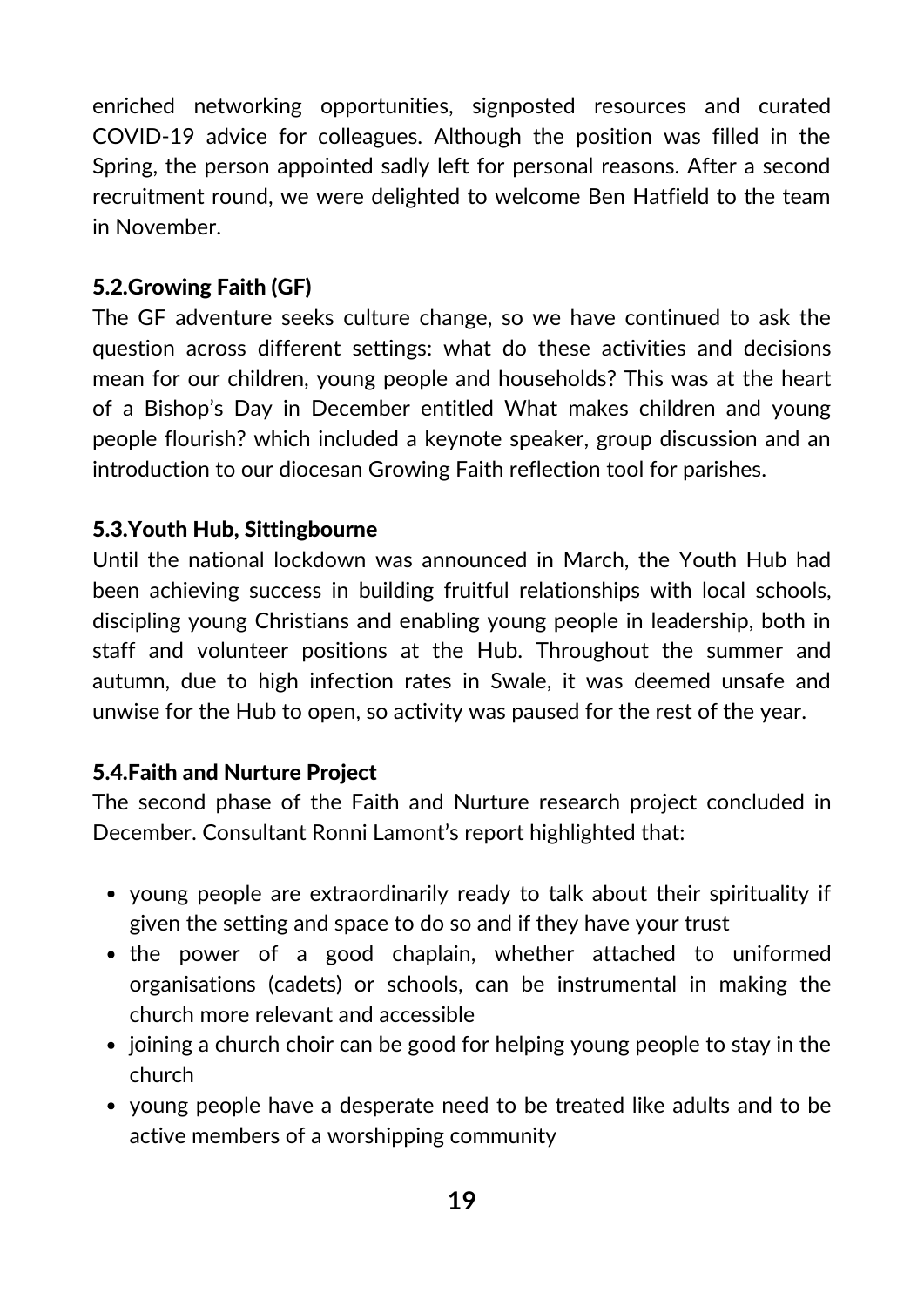enriched networking opportunities, signposted resources and curated COVID-19 advice for colleagues. Although the position was filled in the Spring, the person appointed sadly left for personal reasons. After a second recruitment round, we were delighted to welcome Ben Hatfield to the team in November.

### 5.2.Growing Faith (GF)

The GF adventure seeks culture change, so we have continued to ask the question across different settings: what do these activities and decisions mean for our children, young people and households? This was at the heart of a Bishop's Day in December entitled What makes children and young people flourish? which included a keynote speaker, group discussion and an introduction to our diocesan Growing Faith reflection tool for parishes.

### 5.3.Youth Hub, Sittingbourne

Until the national lockdown was announced in March, the Youth Hub had been achieving success in building fruitful relationships with local schools, discipling young Christians and enabling young people in leadership, both in staff and volunteer positions at the Hub. Throughout the summer and autumn, due to high infection rates in Swale, it was deemed unsafe and unwise for the Hub to open, so activity was paused for the rest of the year.

### 5.4.Faith and Nurture Project

The second phase of the Faith and Nurture research project concluded in December. Consultant Ronni Lamont's report highlighted that:

- young people are extraordinarily ready to talk about their spirituality if given the setting and space to do so and if they have your trust
- the power of a good chaplain, whether attached to uniformed organisations (cadets) or schools, can be instrumental in making the church more relevant and accessible
- joining a church choir can be good for helping young people to stay in the church
- young people have a desperate need to be treated like adults and to be active members of a worshipping community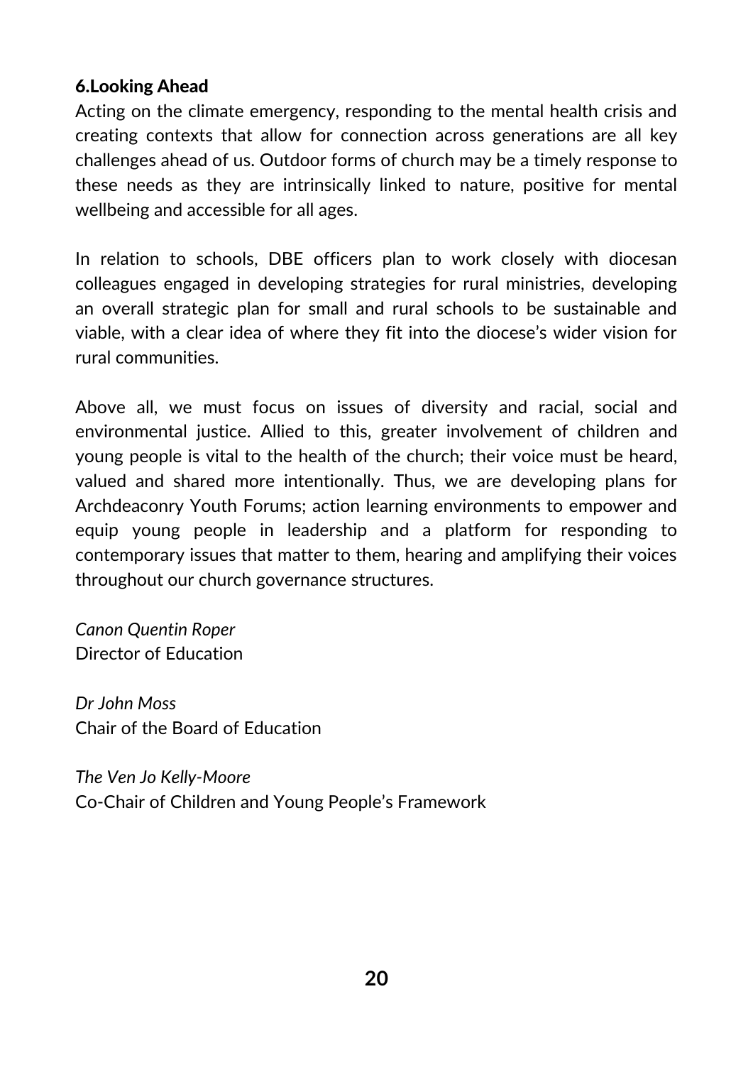## 6.Looking Ahead

Acting on the climate emergency, responding to the mental health crisis and creating contexts that allow for connection across generations are all key challenges ahead of us. Outdoor forms of church may be a timely response to these needs as they are intrinsically linked to nature, positive for mental wellbeing and accessible for all ages.

In relation to schools, DBE officers plan to work closely with diocesan colleagues engaged in developing strategies for rural ministries, developing an overall strategic plan for small and rural schools to be sustainable and viable, with a clear idea of where they fit into the diocese's wider vision for rural communities.

Above all, we must focus on issues of diversity and racial, social and environmental justice. Allied to this, greater involvement of children and young people is vital to the health of the church; their voice must be heard, valued and shared more intentionally. Thus, we are developing plans for Archdeaconry Youth Forums; action learning environments to empower and equip young people in leadership and a platform for responding to contemporary issues that matter to them, hearing and amplifying their voices throughout our church governance structures.

*Canon Quentin Roper*
Director of Education

*Dr John Moss*
Chair of the Board of Education

*The Ven Jo Kelly-Moore*
Co-Chair of Children and Young People's Framework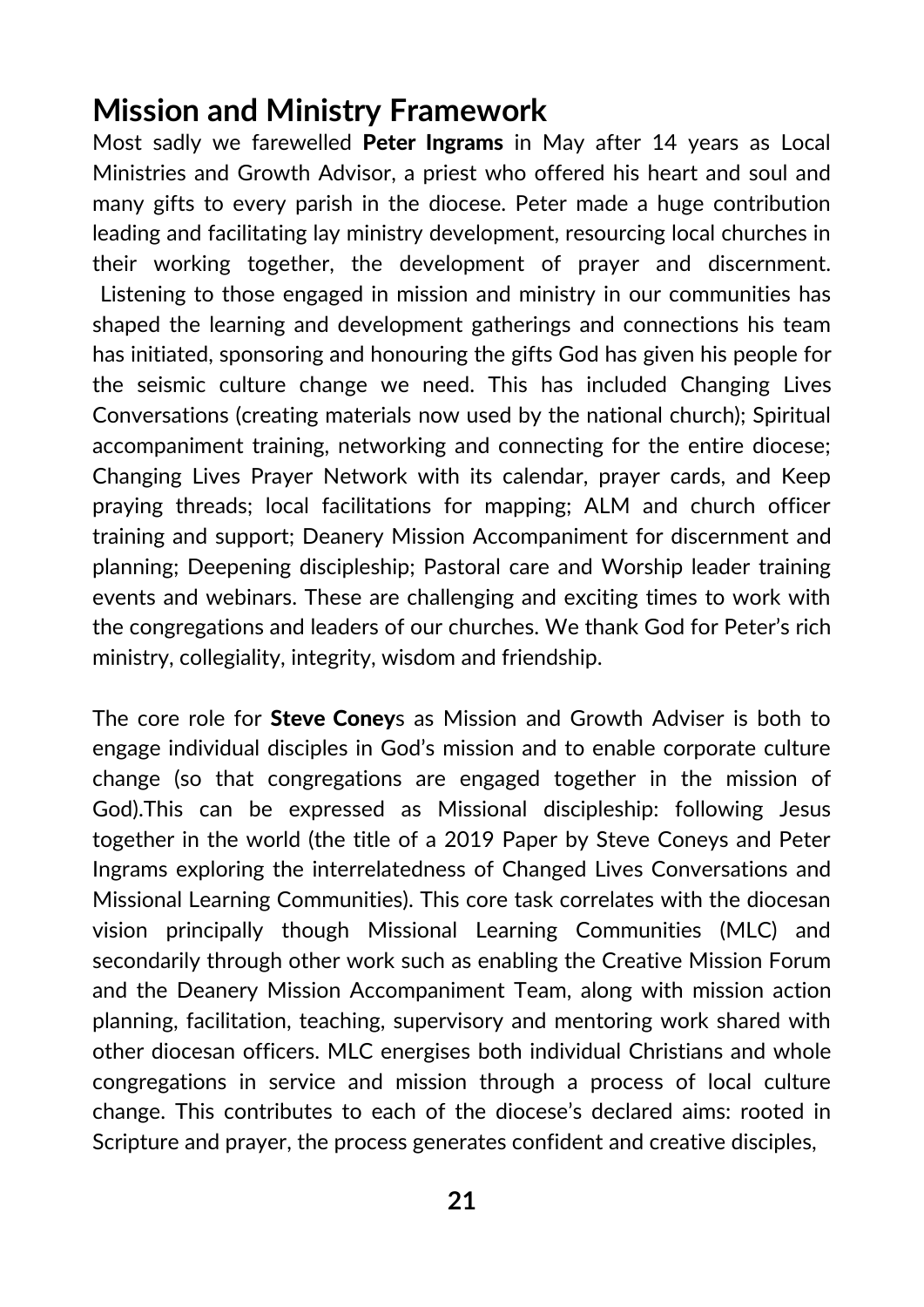## Mission and Ministry Framework

Most sadly we farewelled **Peter Ingrams** in May after 14 years as Local Ministries and Growth Advisor, a priest who offered his heart and soul and many gifts to every parish in the diocese. Peter made a huge contribution leading and facilitating lay ministry development, resourcing local churches in their working together, the development of prayer and discernment. Listening to those engaged in mission and ministry in our communities has shaped the learning and development gatherings and connections his team has initiated, sponsoring and honouring the gifts God has given his people for the seismic culture change we need. This has included Changing Lives Conversations (creating materials now used by the national church); Spiritual accompaniment training, networking and connecting for the entire diocese; Changing Lives Prayer Network with its calendar, prayer cards, and Keep praying threads; local facilitations for mapping; ALM and church officer training and support; Deanery Mission Accompaniment for discernment and planning; Deepening discipleship; Pastoral care and Worship leader training events and webinars. These are challenging and exciting times to work with the congregations and leaders of our churches. We thank God for Peter's rich ministry, collegiality, integrity, wisdom and friendship.

The core role for **Steve Coney**s as Mission and Growth Adviser is both to engage individual disciples in God's mission and to enable corporate culture change (so that congregations are engaged together in the mission of God).This can be expressed as Missional discipleship: following Jesus together in the world (the title of a 2019 Paper by Steve Coneys and Peter Ingrams exploring the interrelatedness of Changed Lives Conversations and Missional Learning Communities). This core task correlates with the diocesan vision principally though Missional Learning Communities (MLC) and secondarily through other work such as enabling the Creative Mission Forum and the Deanery Mission Accompaniment Team, along with mission action planning, facilitation, teaching, supervisory and mentoring work shared with other diocesan officers. MLC energises both individual Christians and whole congregations in service and mission through a process of local culture change. This contributes to each of the diocese's declared aims: rooted in Scripture and prayer, the process generates confident and creative disciples,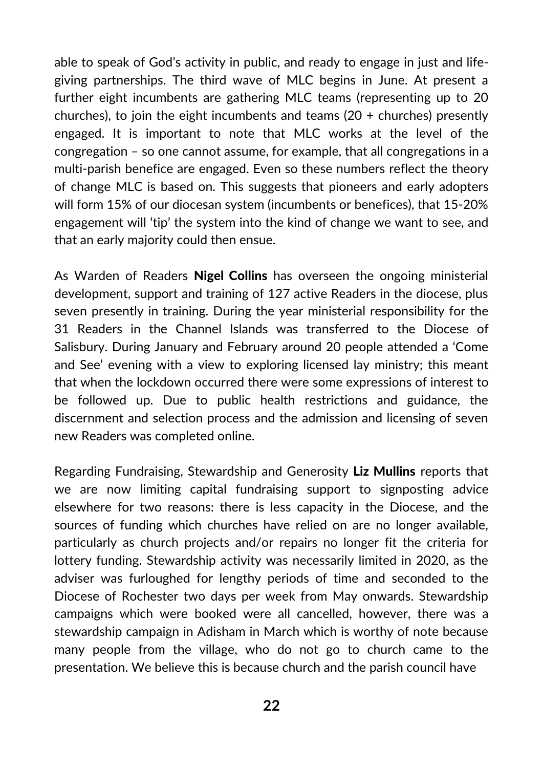able to speak of God's activity in public, and ready to engage in just and life-giving partnerships. The third wave of MLC begins in June. At present a further eight incumbents are gathering MLC teams (representing up to 20 churches), to join the eight incumbents and teams (20 + churches) presently engaged. It is important to note that MLC works at the level of the congregation – so one cannot assume, for example, that all congregations in a multi-parish benefice are engaged. Even so these numbers reflect the theory of change MLC is based on. This suggests that pioneers and early adopters will form 15% of our diocesan system (incumbents or benefices), that 15-20% engagement will 'tip' the system into the kind of change we want to see, and that an early majority could then ensue.

As Warden of Readers **Nigel Collins** has overseen the ongoing ministerial development, support and training of 127 active Readers in the diocese, plus seven presently in training. During the year ministerial responsibility for the 31 Readers in the Channel Islands was transferred to the Diocese of Salisbury. During January and February around 20 people attended a 'Come and See' evening with a view to exploring licensed lay ministry; this meant that when the lockdown occurred there were some expressions of interest to be followed up. Due to public health restrictions and guidance, the discernment and selection process and the admission and licensing of seven new Readers was completed online.

Regarding Fundraising, Stewardship and Generosity **Liz Mullins** reports that we are now limiting capital fundraising support to signposting advice elsewhere for two reasons: there is less capacity in the Diocese, and the sources of funding which churches have relied on are no longer available, particularly as church projects and/or repairs no longer fit the criteria for lottery funding. Stewardship activity was necessarily limited in 2020, as the adviser was furloughed for lengthy periods of time and seconded to the Diocese of Rochester two days per week from May onwards. Stewardship campaigns which were booked were all cancelled, however, there was a stewardship campaign in Adisham in March which is worthy of note because many people from the village, who do not go to church came to the presentation. We believe this is because church and the parish council have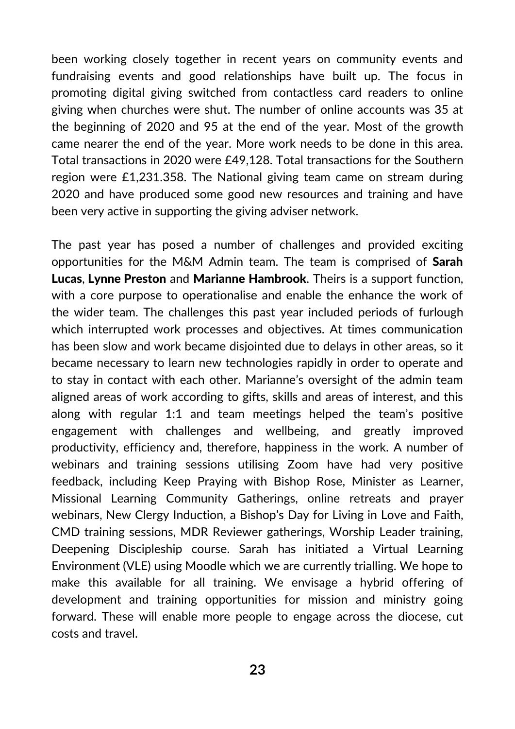been working closely together in recent years on community events and fundraising events and good relationships have built up. The focus in promoting digital giving switched from contactless card readers to online giving when churches were shut. The number of online accounts was 35 at the beginning of 2020 and 95 at the end of the year. Most of the growth came nearer the end of the year. More work needs to be done in this area. Total transactions in 2020 were £49,128. Total transactions for the Southern region were £1,231.358. The National giving team came on stream during 2020 and have produced some good new resources and training and have been very active in supporting the giving adviser network.

The past year has posed a number of challenges and provided exciting opportunities for the M&M Admin team. The team is comprised of **Sarah Lucas**, **Lynne Preston** and **Marianne Hambrook**. Theirs is a support function, with a core purpose to operationalise and enable the enhance the work of the wider team. The challenges this past year included periods of furlough which interrupted work processes and objectives. At times communication has been slow and work became disjointed due to delays in other areas, so it became necessary to learn new technologies rapidly in order to operate and to stay in contact with each other. Marianne's oversight of the admin team aligned areas of work according to gifts, skills and areas of interest, and this along with regular 1:1 and team meetings helped the team's positive engagement with challenges and wellbeing, and greatly improved productivity, efficiency and, therefore, happiness in the work. A number of webinars and training sessions utilising Zoom have had very positive feedback, including Keep Praying with Bishop Rose, Minister as Learner, Missional Learning Community Gatherings, online retreats and prayer webinars, New Clergy Induction, a Bishop's Day for Living in Love and Faith, CMD training sessions, MDR Reviewer gatherings, Worship Leader training, Deepening Discipleship course. Sarah has initiated a Virtual Learning Environment (VLE) using Moodle which we are currently trialling. We hope to make this available for all training. We envisage a hybrid offering of development and training opportunities for mission and ministry going forward. These will enable more people to engage across the diocese, cut costs and travel.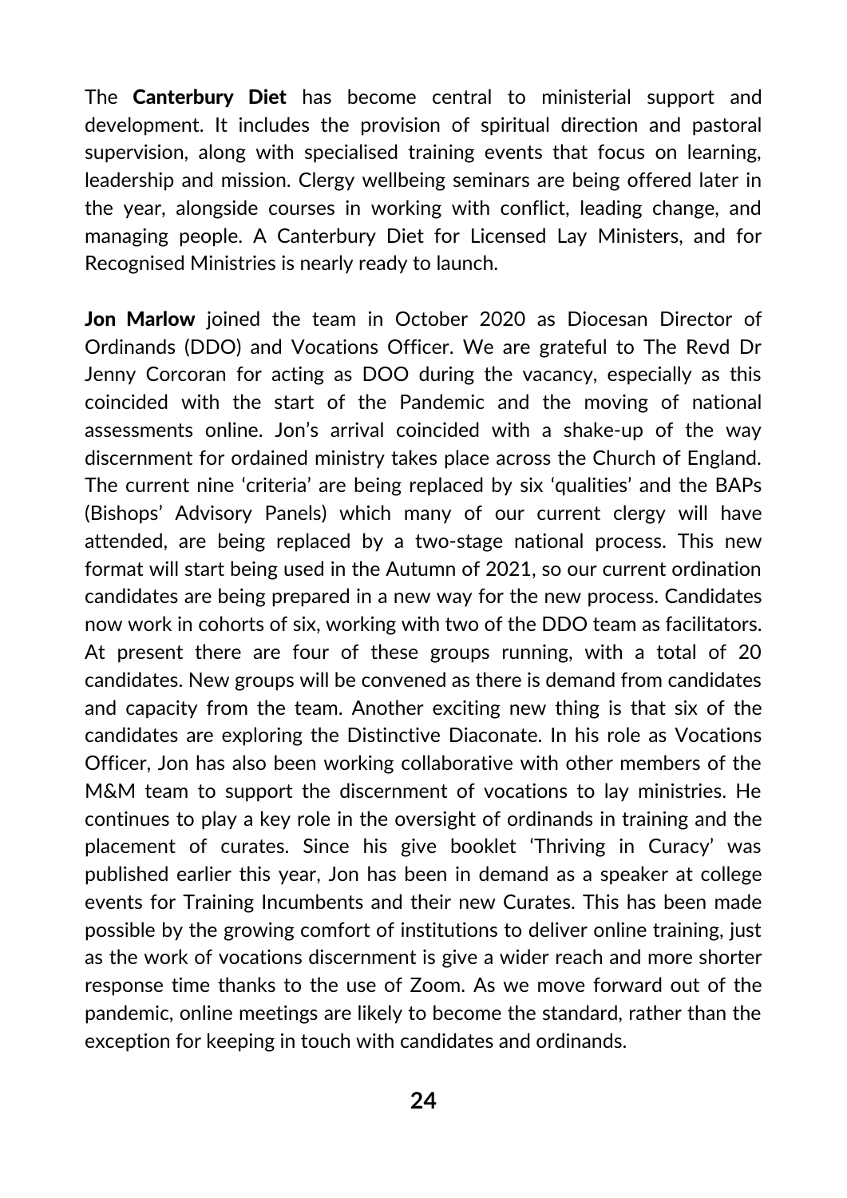The **Canterbury Diet** has become central to ministerial support and development. It includes the provision of spiritual direction and pastoral supervision, along with specialised training events that focus on learning, leadership and mission. Clergy wellbeing seminars are being offered later in the year, alongside courses in working with conflict, leading change, and managing people. A Canterbury Diet for Licensed Lay Ministers, and for Recognised Ministries is nearly ready to launch.

**Jon Marlow** joined the team in October 2020 as Diocesan Director of Ordinands (DDO) and Vocations Officer. We are grateful to The Revd Dr Jenny Corcoran for acting as DOO during the vacancy, especially as this coincided with the start of the Pandemic and the moving of national assessments online. Jon's arrival coincided with a shake-up of the way discernment for ordained ministry takes place across the Church of England. The current nine 'criteria' are being replaced by six 'qualities' and the BAPs (Bishops' Advisory Panels) which many of our current clergy will have attended, are being replaced by a two-stage national process. This new format will start being used in the Autumn of 2021, so our current ordination candidates are being prepared in a new way for the new process. Candidates now work in cohorts of six, working with two of the DDO team as facilitators. At present there are four of these groups running, with a total of 20 candidates. New groups will be convened as there is demand from candidates and capacity from the team. Another exciting new thing is that six of the candidates are exploring the Distinctive Diaconate. In his role as Vocations Officer, Jon has also been working collaborative with other members of the M&M team to support the discernment of vocations to lay ministries. He continues to play a key role in the oversight of ordinands in training and the placement of curates. Since his give booklet 'Thriving in Curacy' was published earlier this year, Jon has been in demand as a speaker at college events for Training Incumbents and their new Curates. This has been made possible by the growing comfort of institutions to deliver online training, just as the work of vocations discernment is give a wider reach and more shorter response time thanks to the use of Zoom. As we move forward out of the pandemic, online meetings are likely to become the standard, rather than the exception for keeping in touch with candidates and ordinands.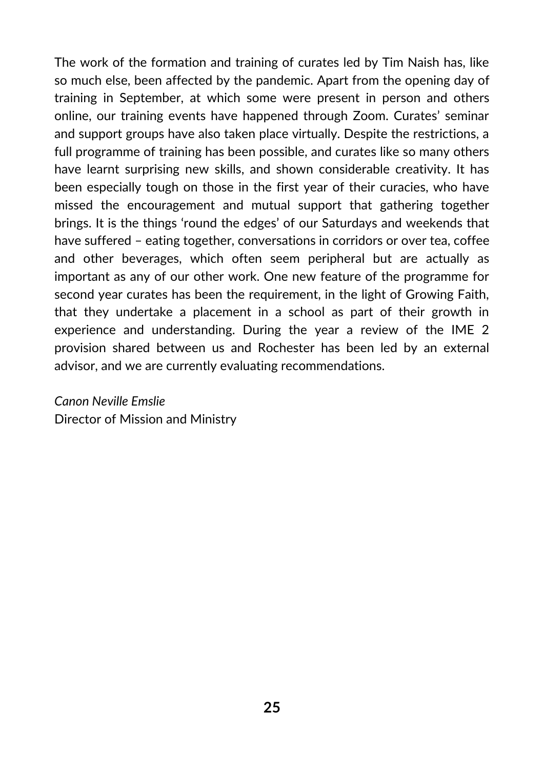The work of the formation and training of curates led by Tim Naish has, like so much else, been affected by the pandemic. Apart from the opening day of training in September, at which some were present in person and others online, our training events have happened through Zoom. Curates' seminar and support groups have also taken place virtually. Despite the restrictions, a full programme of training has been possible, and curates like so many others have learnt surprising new skills, and shown considerable creativity. It has been especially tough on those in the first year of their curacies, who have missed the encouragement and mutual support that gathering together brings. It is the things 'round the edges' of our Saturdays and weekends that have suffered – eating together, conversations in corridors or over tea, coffee and other beverages, which often seem peripheral but are actually as important as any of our other work. One new feature of the programme for second year curates has been the requirement, in the light of Growing Faith, that they undertake a placement in a school as part of their growth in experience and understanding. During the year a review of the IME 2 provision shared between us and Rochester has been led by an external advisor, and we are currently evaluating recommendations.

*Canon Neville Emslie*
Director of Mission and Ministry